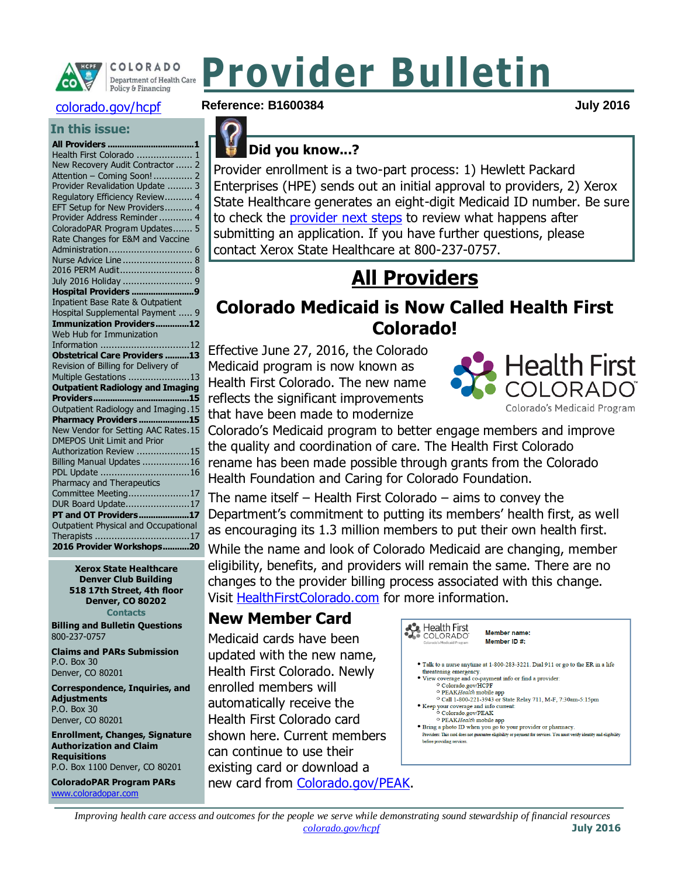# Provider Bulletin

colorado.gov/hcpf

**Reference: B1600384** **July 2016**

## In this issue:

| | |
|---|---|
| **All Providers** | **1** |
| Health First Colorado | 1 |
| New Recovery Audit Contractor | 2 |
| Attention – Coming Soon! | 2 |
| Provider Revalidation Update | 3 |
| Regulatory Efficiency Review | 4 |
| EFT Setup for New Providers | 4 |
| Provider Address Reminder | 4 |
| ColoradoPAR Program Updates | 5 |
| Rate Changes for E&M and Vaccine Administration | 6 |
| Nurse Advice Line | 8 |
| 2016 PERM Audit | 8 |
| July 2016 Holiday | 9 |
| **Hospital Providers** | **9** |
| Inpatient Base Rate & Outpatient Hospital Supplemental Payment | 9 |
| **Immunization Providers** | **12** |
| Web Hub for Immunization Information | 12 |
| **Obstetrical Care Providers** | **13** |
| Revision of Billing for Delivery of Multiple Gestations | 13 |
| **Outpatient Radiology and Imaging Providers** | **15** |
| Outpatient Radiology and Imaging | 15 |
| **Pharmacy Providers** | **15** |
| New Vendor for Setting AAC Rates | 15 |
| DMEPOS Unit Limit and Prior Authorization Review | 15 |
| Billing Manual Updates | 16 |
| PDL Update | 16 |
| Pharmacy and Therapeutics Committee Meeting | 17 |
| DUR Board Update | 17 |
| **PT and OT Providers** | **17** |
| Outpatient Physical and Occupational Therapists | 17 |
| **2016 Provider Workshops** | **20** |

**Xerox State Healthcare**
**Denver Club Building**
**518 17th Street, 4th floor**
**Denver, CO 80202**

**Contacts**

**Billing and Bulletin Questions**
800-237-0757

**Claims and PARs Submission**
P.O. Box 30
Denver, CO 80201

**Correspondence, Inquiries, and Adjustments**
P.O. Box 30
Denver, CO 80201

**Enrollment, Changes, Signature Authorization and Claim Requisitions**
P.O. Box 1100 Denver, CO 80201

**ColoradoPAR Program PARs**
www.coloradopar.com

### Did you know...?

Provider enrollment is a two-part process: 1) Hewlett Packard Enterprises (HPE) sends out an initial approval to providers, 2) Xerox State Healthcare generates an eight-digit Medicaid ID number. Be sure to check the provider next steps to review what happens after submitting an application. If you have further questions, please contact Xerox State Healthcare at 800-237-0757.

# All Providers

## Colorado Medicaid is Now Called Health First Colorado!

Effective June 27, 2016, the Colorado Medicaid program is now known as Health First Colorado. The new name reflects the significant improvements that have been made to modernize Colorado's Medicaid program to better engage members and improve the quality and coordination of care. The Health First Colorado rename has been made possible through grants from the Colorado Health Foundation and Caring for Colorado Foundation.

The name itself – Health First Colorado – aims to convey the Department's commitment to putting its members' health first, as well as encouraging its 1.3 million members to put their own health first.

While the name and look of Colorado Medicaid are changing, member eligibility, benefits, and providers will remain the same. There are no changes to the provider billing process associated with this change. Visit HealthFirstColorado.com for more information.

### New Member Card

Medicaid cards have been updated with the new name, Health First Colorado. Newly enrolled members will automatically receive the Health First Colorado card shown here. Current members can continue to use their existing card or download a new card from Colorado.gov/PEAK.

*Improving health care access and outcomes for the people we serve while demonstrating sound stewardship of financial resources*
*colorado.gov/hcpf*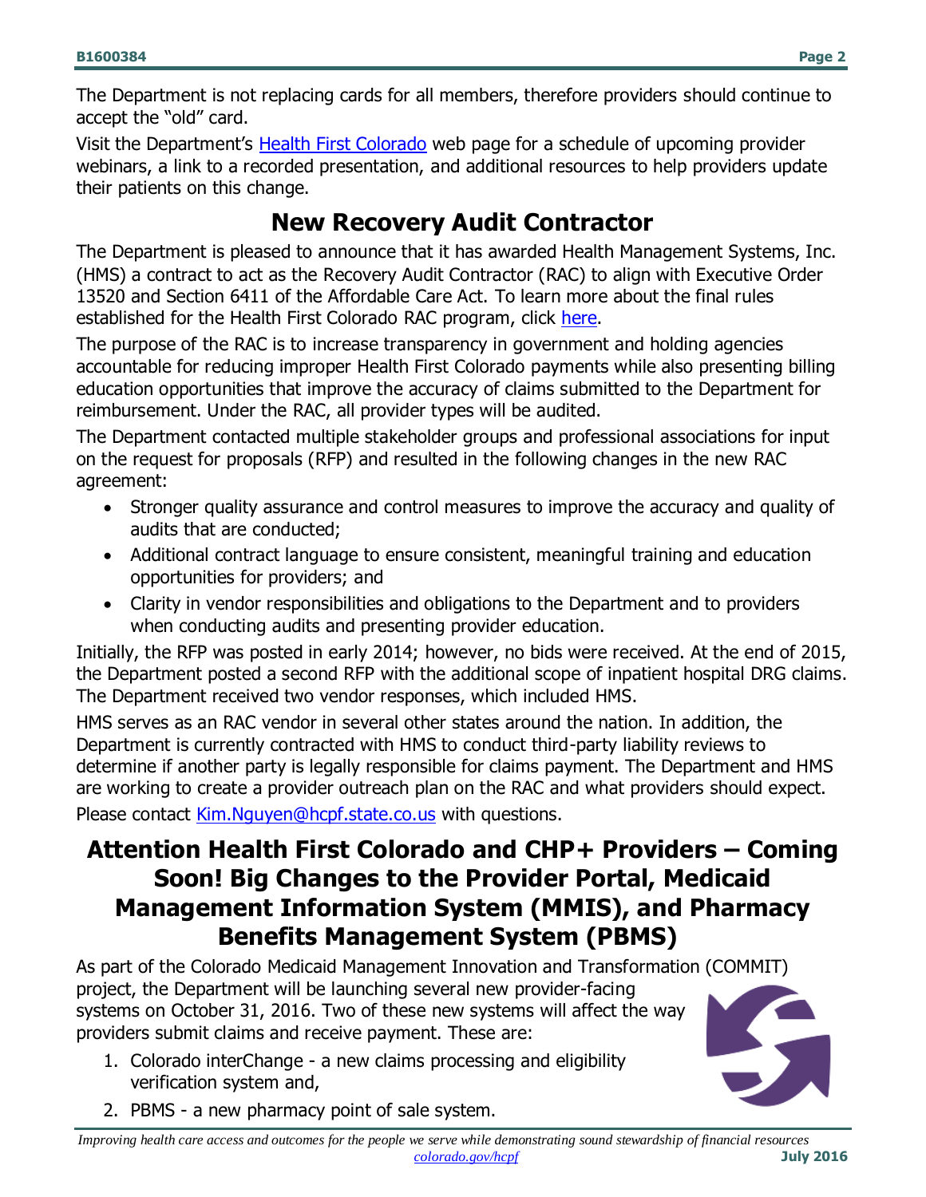The Department is not replacing cards for all members, therefore providers should continue to accept the "old" card.

Visit the Department's Health First Colorado web page for a schedule of upcoming provider webinars, a link to a recorded presentation, and additional resources to help providers update their patients on this change.

## New Recovery Audit Contractor

The Department is pleased to announce that it has awarded Health Management Systems, Inc. (HMS) a contract to act as the Recovery Audit Contractor (RAC) to align with Executive Order 13520 and Section 6411 of the Affordable Care Act. To learn more about the final rules established for the Health First Colorado RAC program, click here.

The purpose of the RAC is to increase transparency in government and holding agencies accountable for reducing improper Health First Colorado payments while also presenting billing education opportunities that improve the accuracy of claims submitted to the Department for reimbursement. Under the RAC, all provider types will be audited.

The Department contacted multiple stakeholder groups and professional associations for input on the request for proposals (RFP) and resulted in the following changes in the new RAC agreement:

- Stronger quality assurance and control measures to improve the accuracy and quality of audits that are conducted;
- Additional contract language to ensure consistent, meaningful training and education opportunities for providers; and
- Clarity in vendor responsibilities and obligations to the Department and to providers when conducting audits and presenting provider education.

Initially, the RFP was posted in early 2014; however, no bids were received. At the end of 2015, the Department posted a second RFP with the additional scope of inpatient hospital DRG claims. The Department received two vendor responses, which included HMS.

HMS serves as an RAC vendor in several other states around the nation. In addition, the Department is currently contracted with HMS to conduct third-party liability reviews to determine if another party is legally responsible for claims payment. The Department and HMS are working to create a provider outreach plan on the RAC and what providers should expect.

Please contact Kim.Nguyen@hcpf.state.co.us with questions.

## Attention Health First Colorado and CHP+ Providers – Coming Soon! Big Changes to the Provider Portal, Medicaid Management Information System (MMIS), and Pharmacy Benefits Management System (PBMS)

As part of the Colorado Medicaid Management Innovation and Transformation (COMMIT) project, the Department will be launching several new provider-facing systems on October 31, 2016. Two of these new systems will affect the way providers submit claims and receive payment. These are:

1. Colorado interChange - a new claims processing and eligibility verification system and,
2. PBMS - a new pharmacy point of sale system.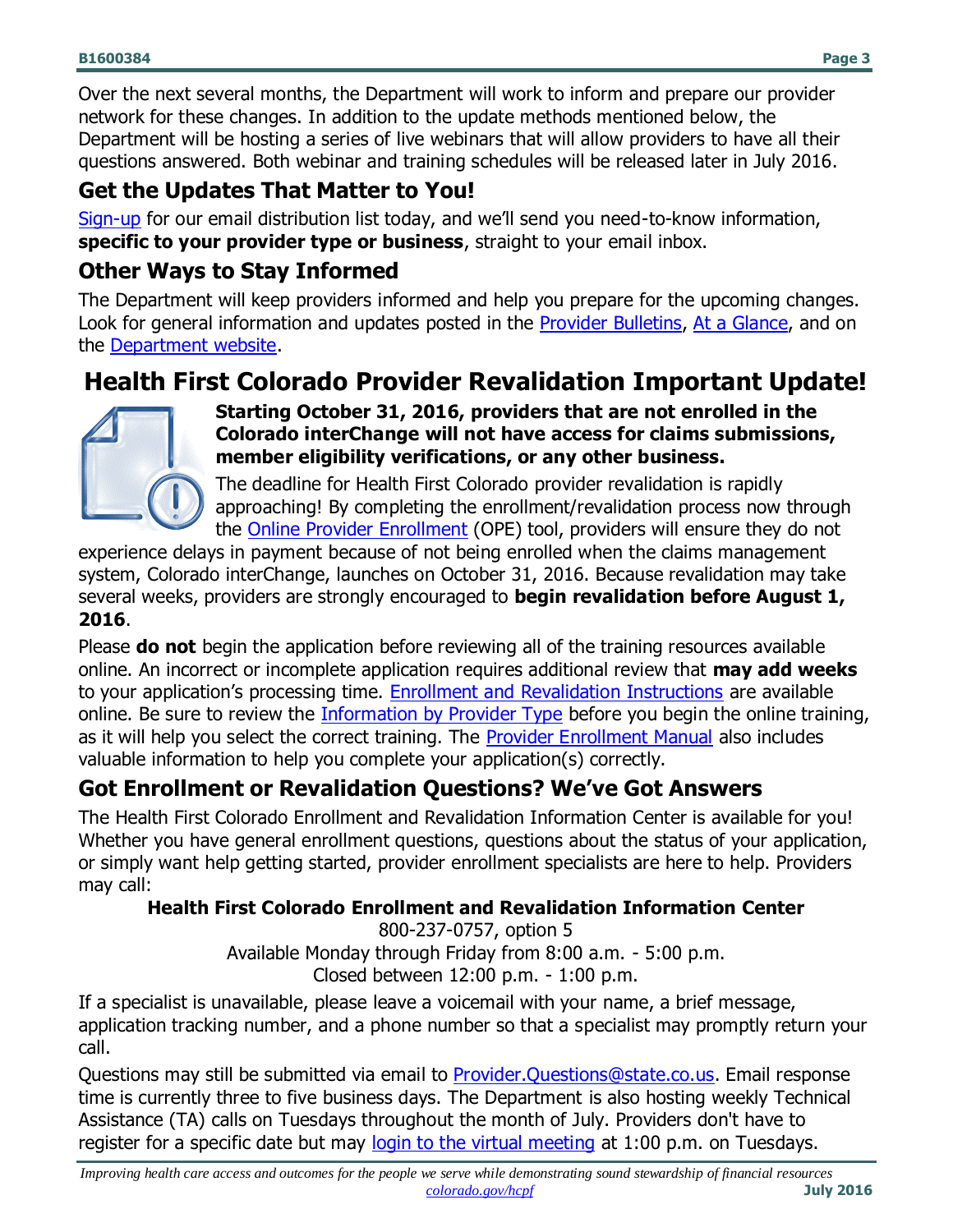Over the next several months, the Department will work to inform and prepare our provider network for these changes. In addition to the update methods mentioned below, the Department will be hosting a series of live webinars that will allow providers to have all their questions answered. Both webinar and training schedules will be released later in July 2016.

## Get the Updates That Matter to You!

Sign-up for our email distribution list today, and we'll send you need-to-know information, **specific to your provider type or business**, straight to your email inbox.

## Other Ways to Stay Informed

The Department will keep providers informed and help you prepare for the upcoming changes. Look for general information and updates posted in the Provider Bulletins, At a Glance, and on the Department website.

# Health First Colorado Provider Revalidation Important Update!

**Starting October 31, 2016, providers that are not enrolled in the Colorado interChange will not have access for claims submissions, member eligibility verifications, or any other business.**

The deadline for Health First Colorado provider revalidation is rapidly approaching! By completing the enrollment/revalidation process now through the Online Provider Enrollment (OPE) tool, providers will ensure they do not experience delays in payment because of not being enrolled when the claims management system, Colorado interChange, launches on October 31, 2016. Because revalidation may take several weeks, providers are strongly encouraged to **begin revalidation before August 1, 2016**.

Please **do not** begin the application before reviewing all of the training resources available online. An incorrect or incomplete application requires additional review that **may add weeks** to your application's processing time. Enrollment and Revalidation Instructions are available online. Be sure to review the Information by Provider Type before you begin the online training, as it will help you select the correct training. The Provider Enrollment Manual also includes valuable information to help you complete your application(s) correctly.

## Got Enrollment or Revalidation Questions? We've Got Answers

The Health First Colorado Enrollment and Revalidation Information Center is available for you! Whether you have general enrollment questions, questions about the status of your application, or simply want help getting started, provider enrollment specialists are here to help. Providers may call:

**Health First Colorado Enrollment and Revalidation Information Center**
800-237-0757, option 5
Available Monday through Friday from 8:00 a.m. - 5:00 p.m.
Closed between 12:00 p.m. - 1:00 p.m.

If a specialist is unavailable, please leave a voicemail with your name, a brief message, application tracking number, and a phone number so that a specialist may promptly return your call.

Questions may still be submitted via email to Provider.Questions@state.co.us. Email response time is currently three to five business days. The Department is also hosting weekly Technical Assistance (TA) calls on Tuesdays throughout the month of July. Providers don't have to register for a specific date but may login to the virtual meeting at 1:00 p.m. on Tuesdays.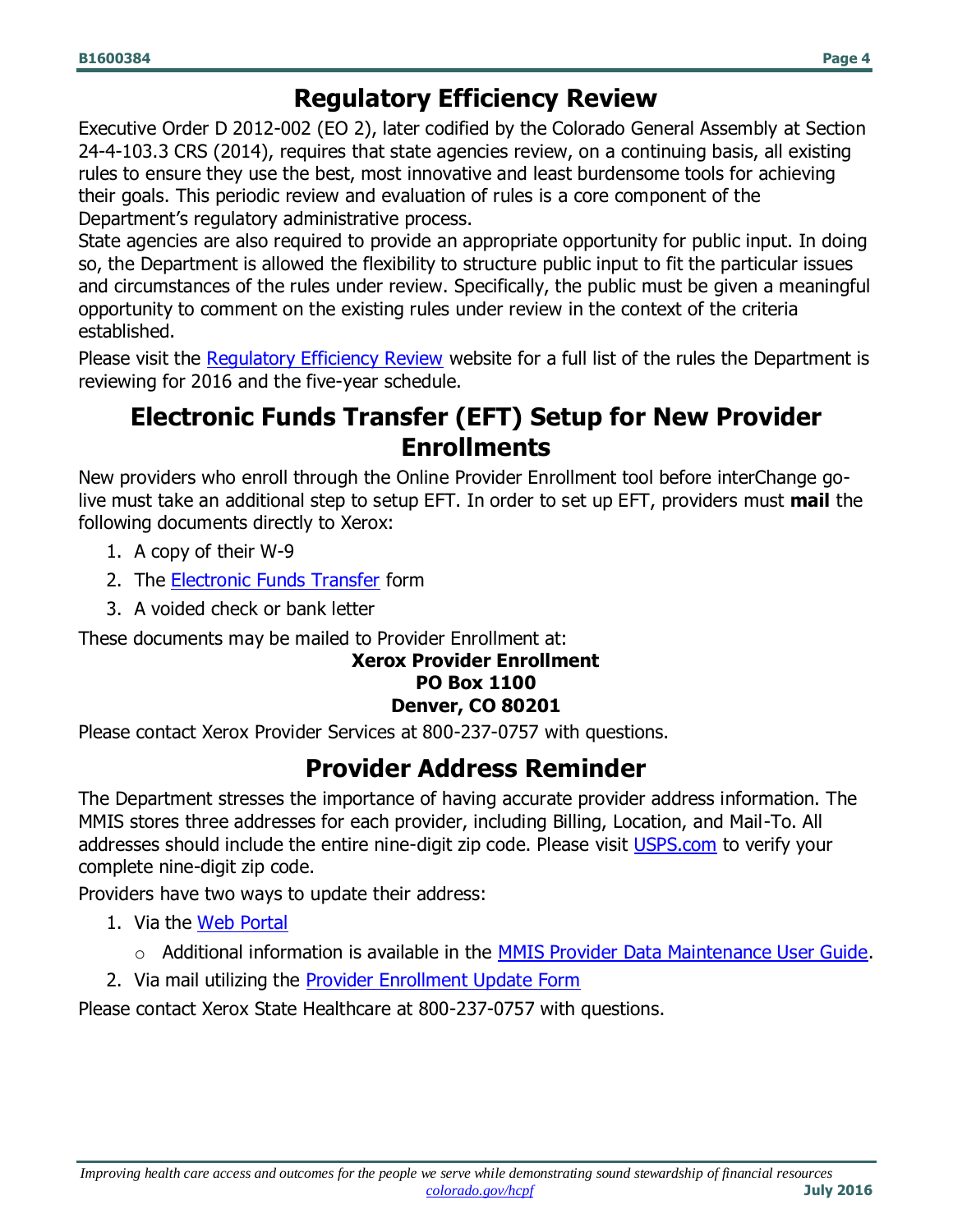## Regulatory Efficiency Review

Executive Order D 2012-002 (EO 2), later codified by the Colorado General Assembly at Section 24-4-103.3 CRS (2014), requires that state agencies review, on a continuing basis, all existing rules to ensure they use the best, most innovative and least burdensome tools for achieving their goals. This periodic review and evaluation of rules is a core component of the Department's regulatory administrative process.

State agencies are also required to provide an appropriate opportunity for public input. In doing so, the Department is allowed the flexibility to structure public input to fit the particular issues and circumstances of the rules under review. Specifically, the public must be given a meaningful opportunity to comment on the existing rules under review in the context of the criteria established.

Please visit the Regulatory Efficiency Review website for a full list of the rules the Department is reviewing for 2016 and the five-year schedule.

## Electronic Funds Transfer (EFT) Setup for New Provider Enrollments

New providers who enroll through the Online Provider Enrollment tool before interChange go-live must take an additional step to setup EFT. In order to set up EFT, providers must **mail** the following documents directly to Xerox:

1. A copy of their W-9
2. The Electronic Funds Transfer form
3. A voided check or bank letter

These documents may be mailed to Provider Enrollment at:

**Xerox Provider Enrollment**
**PO Box 1100**
**Denver, CO 80201**

Please contact Xerox Provider Services at 800-237-0757 with questions.

## Provider Address Reminder

The Department stresses the importance of having accurate provider address information. The MMIS stores three addresses for each provider, including Billing, Location, and Mail-To. All addresses should include the entire nine-digit zip code. Please visit USPS.com to verify your complete nine-digit zip code.

Providers have two ways to update their address:

1. Via the Web Portal
   - Additional information is available in the MMIS Provider Data Maintenance User Guide.
2. Via mail utilizing the Provider Enrollment Update Form

Please contact Xerox State Healthcare at 800-237-0757 with questions.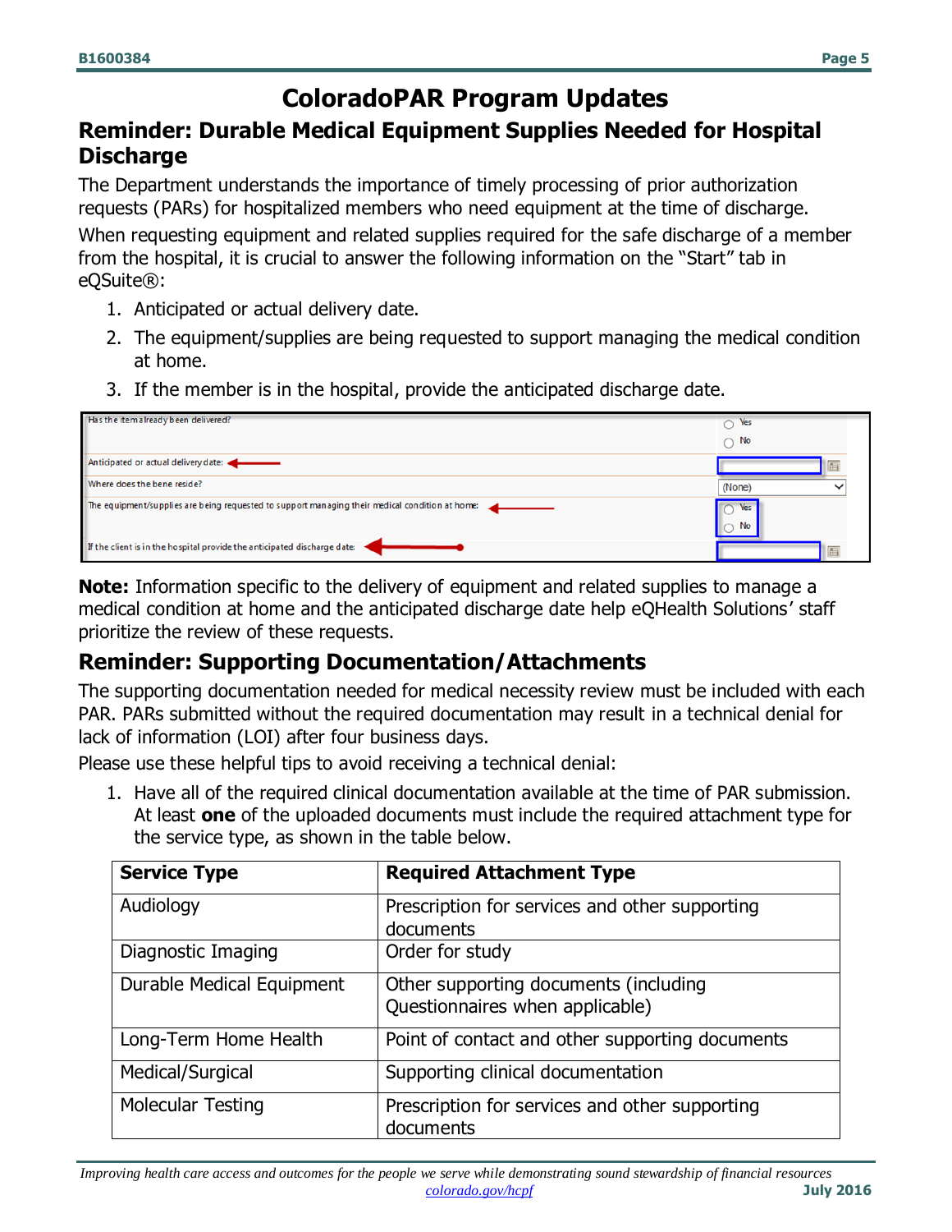# ColoradoPAR Program Updates

## Reminder: Durable Medical Equipment Supplies Needed for Hospital Discharge

The Department understands the importance of timely processing of prior authorization requests (PARs) for hospitalized members who need equipment at the time of discharge.

When requesting equipment and related supplies required for the safe discharge of a member from the hospital, it is crucial to answer the following information on the "Start" tab in eQSuite®:

1. Anticipated or actual delivery date.
2. The equipment/supplies are being requested to support managing the medical condition at home.
3. If the member is in the hospital, provide the anticipated discharge date.

| | |
|---|---|
| Has the item already been delivered? | ○ Yes ○ No |
| Anticipated or actual delivery date: | |
| Where does the bene reside? | (None) |
| The equipment/supplies are being requested to support managing their medical condition at home: | ○ Yes ○ No |
| If the client is in the hospital provide the anticipated discharge date: | |

**Note:** Information specific to the delivery of equipment and related supplies to manage a medical condition at home and the anticipated discharge date help eQHealth Solutions' staff prioritize the review of these requests.

## Reminder: Supporting Documentation/Attachments

The supporting documentation needed for medical necessity review must be included with each PAR. PARs submitted without the required documentation may result in a technical denial for lack of information (LOI) after four business days.

Please use these helpful tips to avoid receiving a technical denial:

1. Have all of the required clinical documentation available at the time of PAR submission. At least **one** of the uploaded documents must include the required attachment type for the service type, as shown in the table below.

| Service Type | Required Attachment Type |
|---|---|
| Audiology | Prescription for services and other supporting documents |
| Diagnostic Imaging | Order for study |
| Durable Medical Equipment | Other supporting documents (including Questionnaires when applicable) |
| Long-Term Home Health | Point of contact and other supporting documents |
| Medical/Surgical | Supporting clinical documentation |
| Molecular Testing | Prescription for services and other supporting documents |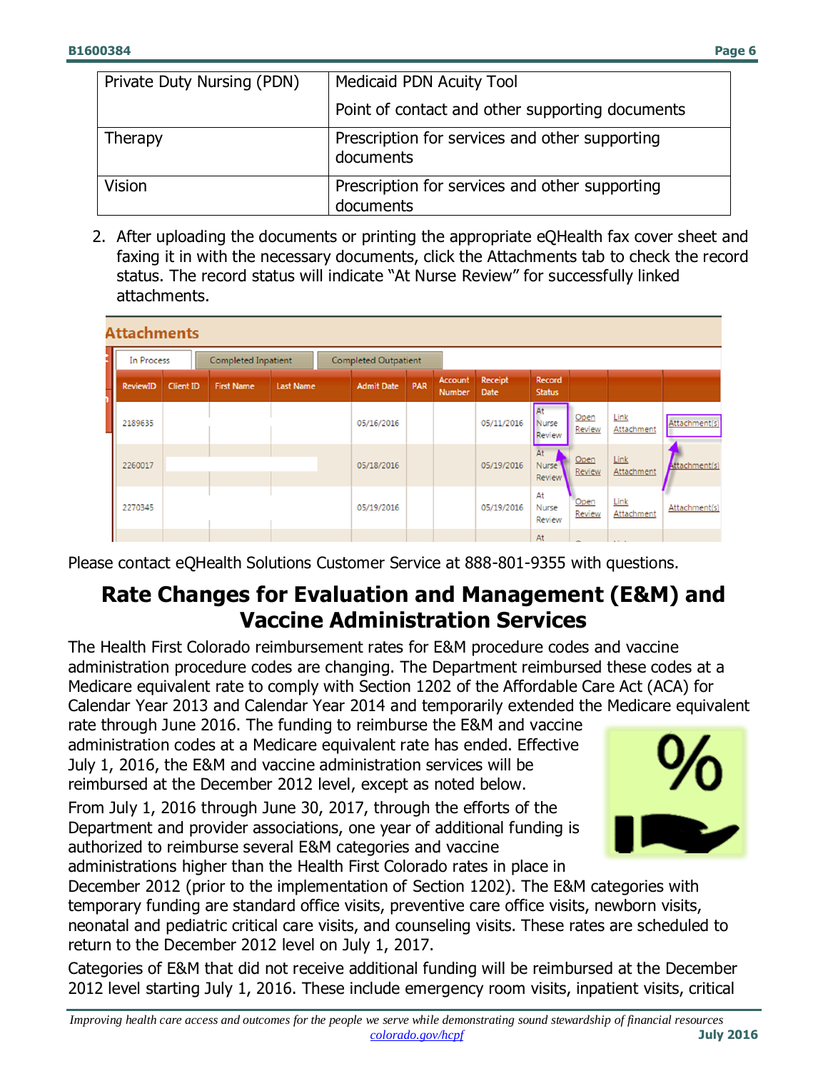| Private Duty Nursing (PDN) | Medicaid PDN Acuity Tool<br><br>Point of contact and other supporting documents |
|---|---|
| Therapy | Prescription for services and other supporting documents |
| Vision | Prescription for services and other supporting documents |

2. After uploading the documents or printing the appropriate eQHealth fax cover sheet and faxing it in with the necessary documents, click the Attachments tab to check the record status. The record status will indicate “At Nurse Review” for successfully linked attachments.

**Attachments**

In Process | Completed Inpatient | Completed Outpatient

| ReviewID | Client ID | First Name | Last Name | Admit Date | PAR | Account Number | Receipt Date | Record Status | | | |
|---|---|---|---|---|---|---|---|---|---|---|---|
| 2189635 | | | | 05/16/2016 | | | 05/11/2016 | At Nurse Review | Open Review | Link Attachment | Attachment(s) |
| 2260017 | | | | 05/18/2016 | | | 05/19/2016 | At Nurse Review | Open Review | Link Attachment | Attachment(s) |
| 2270345 | | | | 05/19/2016 | | | 05/19/2016 | At Nurse Review | Open Review | Link Attachment | Attachment(s) |

Please contact eQHealth Solutions Customer Service at 888-801-9355 with questions.

## Rate Changes for Evaluation and Management (E&M) and Vaccine Administration Services

The Health First Colorado reimbursement rates for E&M procedure codes and vaccine administration procedure codes are changing. The Department reimbursed these codes at a Medicare equivalent rate to comply with Section 1202 of the Affordable Care Act (ACA) for Calendar Year 2013 and Calendar Year 2014 and temporarily extended the Medicare equivalent rate through June 2016. The funding to reimburse the E&M and vaccine administration codes at a Medicare equivalent rate has ended. Effective July 1, 2016, the E&M and vaccine administration services will be reimbursed at the December 2012 level, except as noted below.

From July 1, 2016 through June 30, 2017, through the efforts of the Department and provider associations, one year of additional funding is authorized to reimburse several E&M categories and vaccine administrations higher than the Health First Colorado rates in place in December 2012 (prior to the implementation of Section 1202). The E&M categories with temporary funding are standard office visits, preventive care office visits, newborn visits, neonatal and pediatric critical care visits, and counseling visits. These rates are scheduled to return to the December 2012 level on July 1, 2017.

Categories of E&M that did not receive additional funding will be reimbursed at the December 2012 level starting July 1, 2016. These include emergency room visits, inpatient visits, critical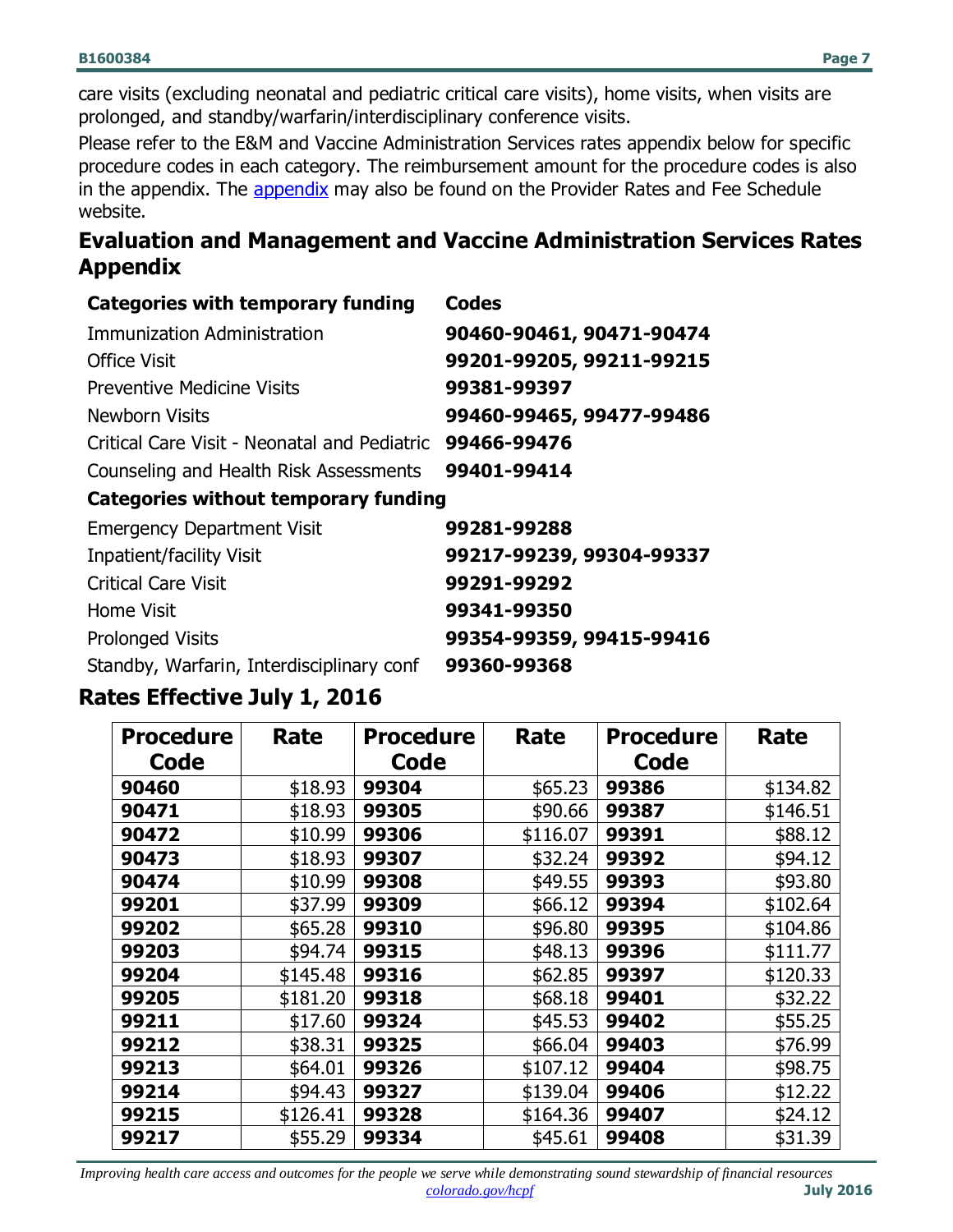care visits (excluding neonatal and pediatric critical care visits), home visits, when visits are prolonged, and standby/warfarin/interdisciplinary conference visits.

Please refer to the E&M and Vaccine Administration Services rates appendix below for specific procedure codes in each category. The reimbursement amount for the procedure codes is also in the appendix. The appendix may also be found on the Provider Rates and Fee Schedule website.

## Evaluation and Management and Vaccine Administration Services Rates Appendix

| Categories with temporary funding | Codes |
|---|---|
| Immunization Administration | **90460-90461, 90471-90474** |
| Office Visit | **99201-99205, 99211-99215** |
| Preventive Medicine Visits | **99381-99397** |
| Newborn Visits | **99460-99465, 99477-99486** |
| Critical Care Visit - Neonatal and Pediatric | **99466-99476** |
| Counseling and Health Risk Assessments | **99401-99414** |
| **Categories without temporary funding** | |
| Emergency Department Visit | **99281-99288** |
| Inpatient/facility Visit | **99217-99239, 99304-99337** |
| Critical Care Visit | **99291-99292** |
| Home Visit | **99341-99350** |
| Prolonged Visits | **99354-99359, 99415-99416** |
| Standby, Warfarin, Interdisciplinary conf | **99360-99368** |

## Rates Effective July 1, 2016

| Procedure Code | Rate | Procedure Code | Rate | Procedure Code | Rate |
|---|---|---|---|---|---|
| **90460** | $18.93 | **99304** | $65.23 | **99386** | $134.82 |
| **90471** | $18.93 | **99305** | $90.66 | **99387** | $146.51 |
| **90472** | $10.99 | **99306** | $116.07 | **99391** | $88.12 |
| **90473** | $18.93 | **99307** | $32.24 | **99392** | $94.12 |
| **90474** | $10.99 | **99308** | $49.55 | **99393** | $93.80 |
| **99201** | $37.99 | **99309** | $66.12 | **99394** | $102.64 |
| **99202** | $65.28 | **99310** | $96.80 | **99395** | $104.86 |
| **99203** | $94.74 | **99315** | $48.13 | **99396** | $111.77 |
| **99204** | $145.48 | **99316** | $62.85 | **99397** | $120.33 |
| **99205** | $181.20 | **99318** | $68.18 | **99401** | $32.22 |
| **99211** | $17.60 | **99324** | $45.53 | **99402** | $55.25 |
| **99212** | $38.31 | **99325** | $66.04 | **99403** | $76.99 |
| **99213** | $64.01 | **99326** | $107.12 | **99404** | $98.75 |
| **99214** | $94.43 | **99327** | $139.04 | **99406** | $12.22 |
| **99215** | $126.41 | **99328** | $164.36 | **99407** | $24.12 |
| **99217** | $55.29 | **99334** | $45.61 | **99408** | $31.39 |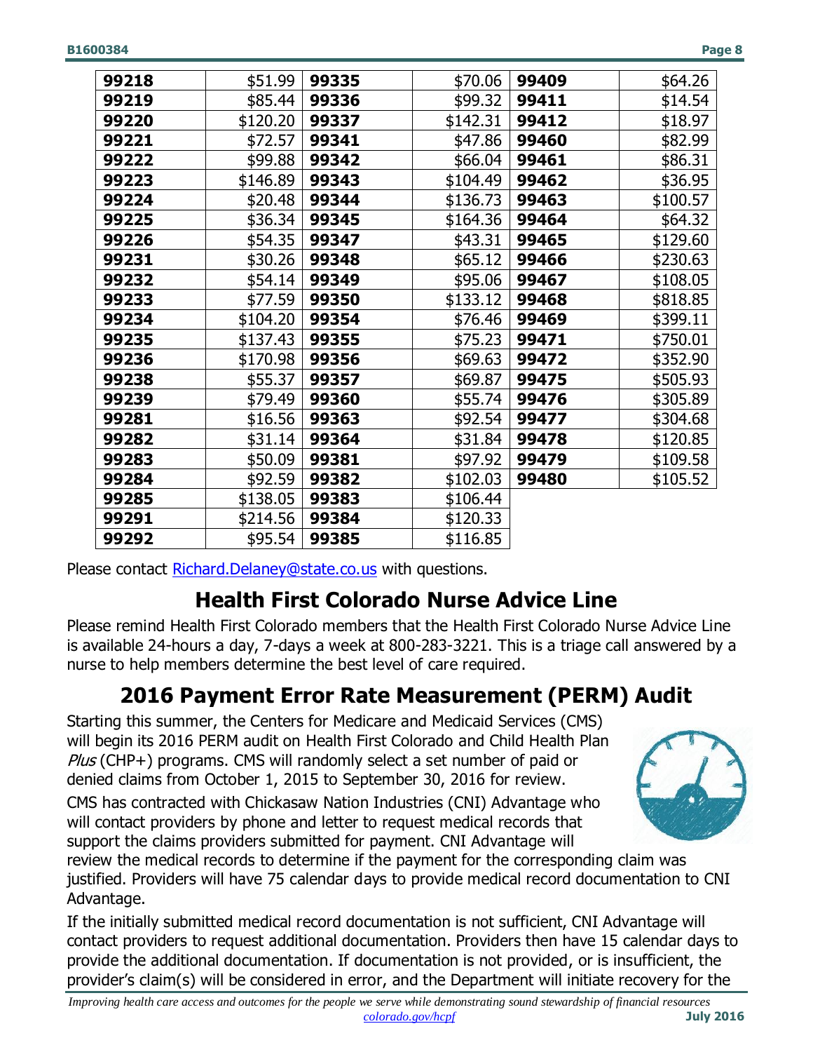| | | | | | |
|---|---|---|---|---|---|
| **99218** | $51.99 | **99335** | $70.06 | **99409** | $64.26 |
| **99219** | $85.44 | **99336** | $99.32 | **99411** | $14.54 |
| **99220** | $120.20 | **99337** | $142.31 | **99412** | $18.97 |
| **99221** | $72.57 | **99341** | $47.86 | **99460** | $82.99 |
| **99222** | $99.88 | **99342** | $66.04 | **99461** | $86.31 |
| **99223** | $146.89 | **99343** | $104.49 | **99462** | $36.95 |
| **99224** | $20.48 | **99344** | $136.73 | **99463** | $100.57 |
| **99225** | $36.34 | **99345** | $164.36 | **99464** | $64.32 |
| **99226** | $54.35 | **99347** | $43.31 | **99465** | $129.60 |
| **99231** | $30.26 | **99348** | $65.12 | **99466** | $230.63 |
| **99232** | $54.14 | **99349** | $95.06 | **99467** | $108.05 |
| **99233** | $77.59 | **99350** | $133.12 | **99468** | $818.85 |
| **99234** | $104.20 | **99354** | $76.46 | **99469** | $399.11 |
| **99235** | $137.43 | **99355** | $75.23 | **99471** | $750.01 |
| **99236** | $170.98 | **99356** | $69.63 | **99472** | $352.90 |
| **99238** | $55.37 | **99357** | $69.87 | **99475** | $505.93 |
| **99239** | $79.49 | **99360** | $55.74 | **99476** | $305.89 |
| **99281** | $16.56 | **99363** | $92.54 | **99477** | $304.68 |
| **99282** | $31.14 | **99364** | $31.84 | **99478** | $120.85 |
| **99283** | $50.09 | **99381** | $97.92 | **99479** | $109.58 |
| **99284** | $92.59 | **99382** | $102.03 | **99480** | $105.52 |
| **99285** | $138.05 | **99383** | $106.44 | | |
| **99291** | $214.56 | **99384** | $120.33 | | |
| **99292** | $95.54 | **99385** | $116.85 | | |

Please contact Richard.Delaney@state.co.us with questions.

## Health First Colorado Nurse Advice Line

Please remind Health First Colorado members that the Health First Colorado Nurse Advice Line is available 24-hours a day, 7-days a week at 800-283-3221. This is a triage call answered by a nurse to help members determine the best level of care required.

## 2016 Payment Error Rate Measurement (PERM) Audit

Starting this summer, the Centers for Medicare and Medicaid Services (CMS) will begin its 2016 PERM audit on Health First Colorado and Child Health Plan *Plus* (CHP+) programs. CMS will randomly select a set number of paid or denied claims from October 1, 2015 to September 30, 2016 for review.

CMS has contracted with Chickasaw Nation Industries (CNI) Advantage who will contact providers by phone and letter to request medical records that support the claims providers submitted for payment. CNI Advantage will review the medical records to determine if the payment for the corresponding claim was justified. Providers will have 75 calendar days to provide medical record documentation to CNI Advantage.

If the initially submitted medical record documentation is not sufficient, CNI Advantage will contact providers to request additional documentation. Providers then have 15 calendar days to provide the additional documentation. If documentation is not provided, or is insufficient, the provider's claim(s) will be considered in error, and the Department will initiate recovery for the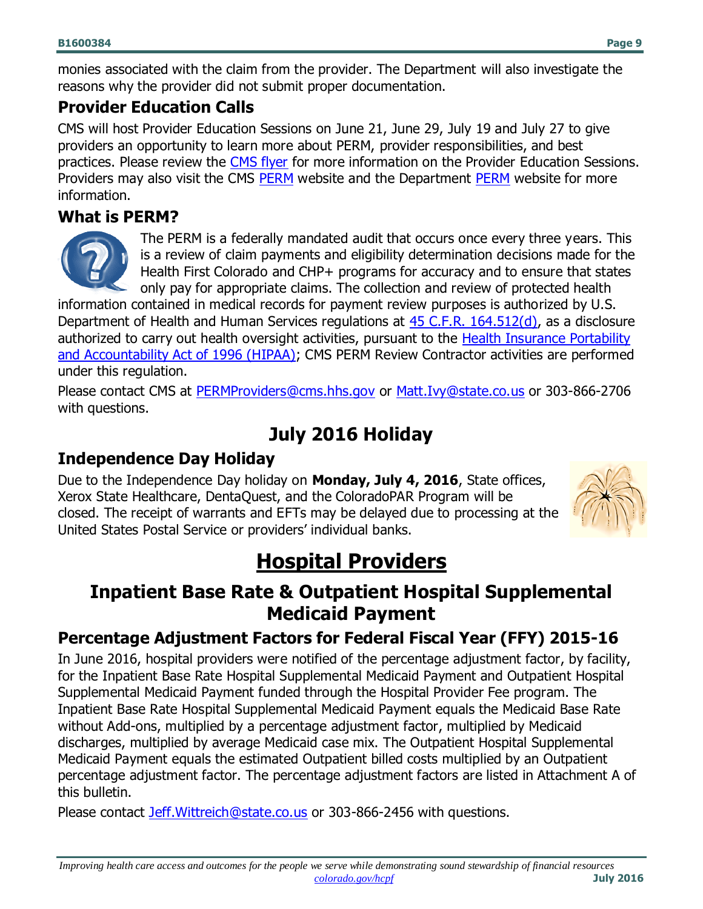monies associated with the claim from the provider. The Department will also investigate the reasons why the provider did not submit proper documentation.

### Provider Education Calls

CMS will host Provider Education Sessions on June 21, June 29, July 19 and July 27 to give providers an opportunity to learn more about PERM, provider responsibilities, and best practices. Please review the CMS flyer for more information on the Provider Education Sessions. Providers may also visit the CMS PERM website and the Department PERM website for more information.

### What is PERM?

The PERM is a federally mandated audit that occurs once every three years. This is a review of claim payments and eligibility determination decisions made for the Health First Colorado and CHP+ programs for accuracy and to ensure that states only pay for appropriate claims. The collection and review of protected health information contained in medical records for payment review purposes is authorized by U.S. Department of Health and Human Services regulations at 45 C.F.R. 164.512(d), as a disclosure authorized to carry out health oversight activities, pursuant to the Health Insurance Portability and Accountability Act of 1996 (HIPAA); CMS PERM Review Contractor activities are performed under this regulation.

Please contact CMS at PERMProviders@cms.hhs.gov or Matt.Ivy@state.co.us or 303-866-2706 with questions.

## July 2016 Holiday

### Independence Day Holiday

Due to the Independence Day holiday on **Monday, July 4, 2016**, State offices, Xerox State Healthcare, DentaQuest, and the ColoradoPAR Program will be closed. The receipt of warrants and EFTs may be delayed due to processing at the United States Postal Service or providers' individual banks.

# Hospital Providers

## Inpatient Base Rate & Outpatient Hospital Supplemental Medicaid Payment

### Percentage Adjustment Factors for Federal Fiscal Year (FFY) 2015-16

In June 2016, hospital providers were notified of the percentage adjustment factor, by facility, for the Inpatient Base Rate Hospital Supplemental Medicaid Payment and Outpatient Hospital Supplemental Medicaid Payment funded through the Hospital Provider Fee program. The Inpatient Base Rate Hospital Supplemental Medicaid Payment equals the Medicaid Base Rate without Add-ons, multiplied by a percentage adjustment factor, multiplied by Medicaid discharges, multiplied by average Medicaid case mix. The Outpatient Hospital Supplemental Medicaid Payment equals the estimated Outpatient billed costs multiplied by an Outpatient percentage adjustment factor. The percentage adjustment factors are listed in Attachment A of this bulletin.

Please contact Jeff.Wittreich@state.co.us or 303-866-2456 with questions.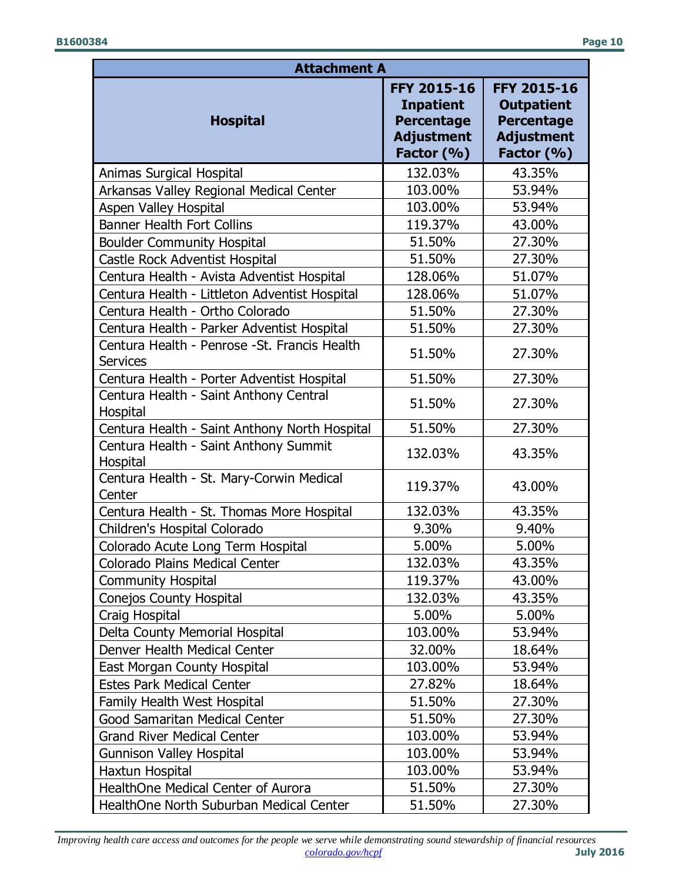| Attachment A | | |
|---|---|---|
| **Hospital** | **FFY 2015-16 Inpatient Percentage Adjustment Factor (%)** | **FFY 2015-16 Outpatient Percentage Adjustment Factor (%)** |
| Animas Surgical Hospital | 132.03% | 43.35% |
| Arkansas Valley Regional Medical Center | 103.00% | 53.94% |
| Aspen Valley Hospital | 103.00% | 53.94% |
| Banner Health Fort Collins | 119.37% | 43.00% |
| Boulder Community Hospital | 51.50% | 27.30% |
| Castle Rock Adventist Hospital | 51.50% | 27.30% |
| Centura Health - Avista Adventist Hospital | 128.06% | 51.07% |
| Centura Health - Littleton Adventist Hospital | 128.06% | 51.07% |
| Centura Health - Ortho Colorado | 51.50% | 27.30% |
| Centura Health - Parker Adventist Hospital | 51.50% | 27.30% |
| Centura Health - Penrose -St. Francis Health Services | 51.50% | 27.30% |
| Centura Health - Porter Adventist Hospital | 51.50% | 27.30% |
| Centura Health - Saint Anthony Central Hospital | 51.50% | 27.30% |
| Centura Health - Saint Anthony North Hospital | 51.50% | 27.30% |
| Centura Health - Saint Anthony Summit Hospital | 132.03% | 43.35% |
| Centura Health - St. Mary-Corwin Medical Center | 119.37% | 43.00% |
| Centura Health - St. Thomas More Hospital | 132.03% | 43.35% |
| Children's Hospital Colorado | 9.30% | 9.40% |
| Colorado Acute Long Term Hospital | 5.00% | 5.00% |
| Colorado Plains Medical Center | 132.03% | 43.35% |
| Community Hospital | 119.37% | 43.00% |
| Conejos County Hospital | 132.03% | 43.35% |
| Craig Hospital | 5.00% | 5.00% |
| Delta County Memorial Hospital | 103.00% | 53.94% |
| Denver Health Medical Center | 32.00% | 18.64% |
| East Morgan County Hospital | 103.00% | 53.94% |
| Estes Park Medical Center | 27.82% | 18.64% |
| Family Health West Hospital | 51.50% | 27.30% |
| Good Samaritan Medical Center | 51.50% | 27.30% |
| Grand River Medical Center | 103.00% | 53.94% |
| Gunnison Valley Hospital | 103.00% | 53.94% |
| Haxtun Hospital | 103.00% | 53.94% |
| HealthOne Medical Center of Aurora | 51.50% | 27.30% |
| HealthOne North Suburban Medical Center | 51.50% | 27.30% |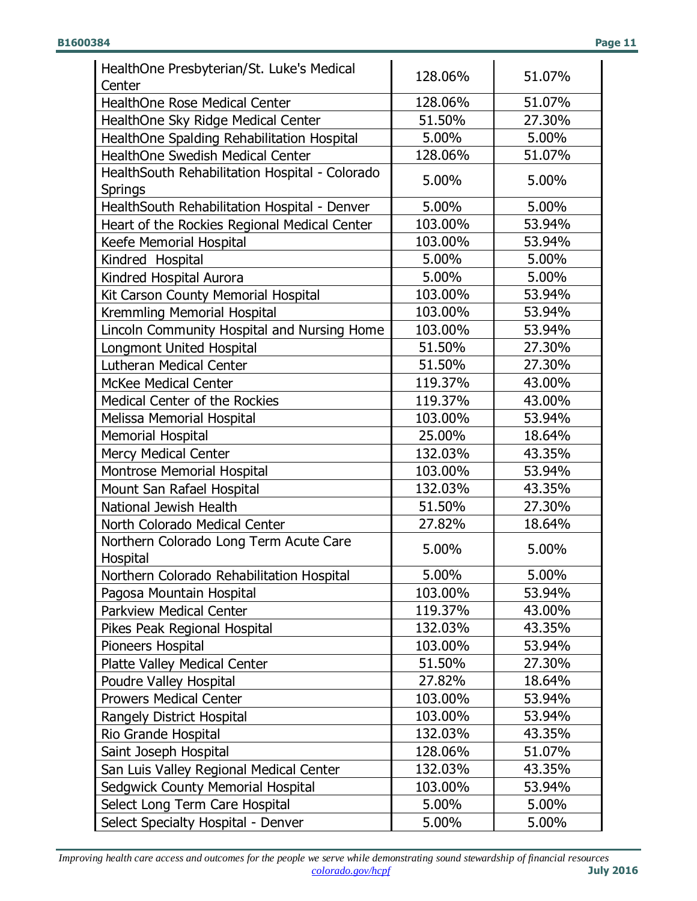| | | |
|---|---|---|
| HealthOne Presbyterian/St. Luke's Medical Center | 128.06% | 51.07% |
| HealthOne Rose Medical Center | 128.06% | 51.07% |
| HealthOne Sky Ridge Medical Center | 51.50% | 27.30% |
| HealthOne Spalding Rehabilitation Hospital | 5.00% | 5.00% |
| HealthOne Swedish Medical Center | 128.06% | 51.07% |
| HealthSouth Rehabilitation Hospital - Colorado Springs | 5.00% | 5.00% |
| HealthSouth Rehabilitation Hospital - Denver | 5.00% | 5.00% |
| Heart of the Rockies Regional Medical Center | 103.00% | 53.94% |
| Keefe Memorial Hospital | 103.00% | 53.94% |
| Kindred Hospital | 5.00% | 5.00% |
| Kindred Hospital Aurora | 5.00% | 5.00% |
| Kit Carson County Memorial Hospital | 103.00% | 53.94% |
| Kremmling Memorial Hospital | 103.00% | 53.94% |
| Lincoln Community Hospital and Nursing Home | 103.00% | 53.94% |
| Longmont United Hospital | 51.50% | 27.30% |
| Lutheran Medical Center | 51.50% | 27.30% |
| McKee Medical Center | 119.37% | 43.00% |
| Medical Center of the Rockies | 119.37% | 43.00% |
| Melissa Memorial Hospital | 103.00% | 53.94% |
| Memorial Hospital | 25.00% | 18.64% |
| Mercy Medical Center | 132.03% | 43.35% |
| Montrose Memorial Hospital | 103.00% | 53.94% |
| Mount San Rafael Hospital | 132.03% | 43.35% |
| National Jewish Health | 51.50% | 27.30% |
| North Colorado Medical Center | 27.82% | 18.64% |
| Northern Colorado Long Term Acute Care Hospital | 5.00% | 5.00% |
| Northern Colorado Rehabilitation Hospital | 5.00% | 5.00% |
| Pagosa Mountain Hospital | 103.00% | 53.94% |
| Parkview Medical Center | 119.37% | 43.00% |
| Pikes Peak Regional Hospital | 132.03% | 43.35% |
| Pioneers Hospital | 103.00% | 53.94% |
| Platte Valley Medical Center | 51.50% | 27.30% |
| Poudre Valley Hospital | 27.82% | 18.64% |
| Prowers Medical Center | 103.00% | 53.94% |
| Rangely District Hospital | 103.00% | 53.94% |
| Rio Grande Hospital | 132.03% | 43.35% |
| Saint Joseph Hospital | 128.06% | 51.07% |
| San Luis Valley Regional Medical Center | 132.03% | 43.35% |
| Sedgwick County Memorial Hospital | 103.00% | 53.94% |
| Select Long Term Care Hospital | 5.00% | 5.00% |
| Select Specialty Hospital - Denver | 5.00% | 5.00% |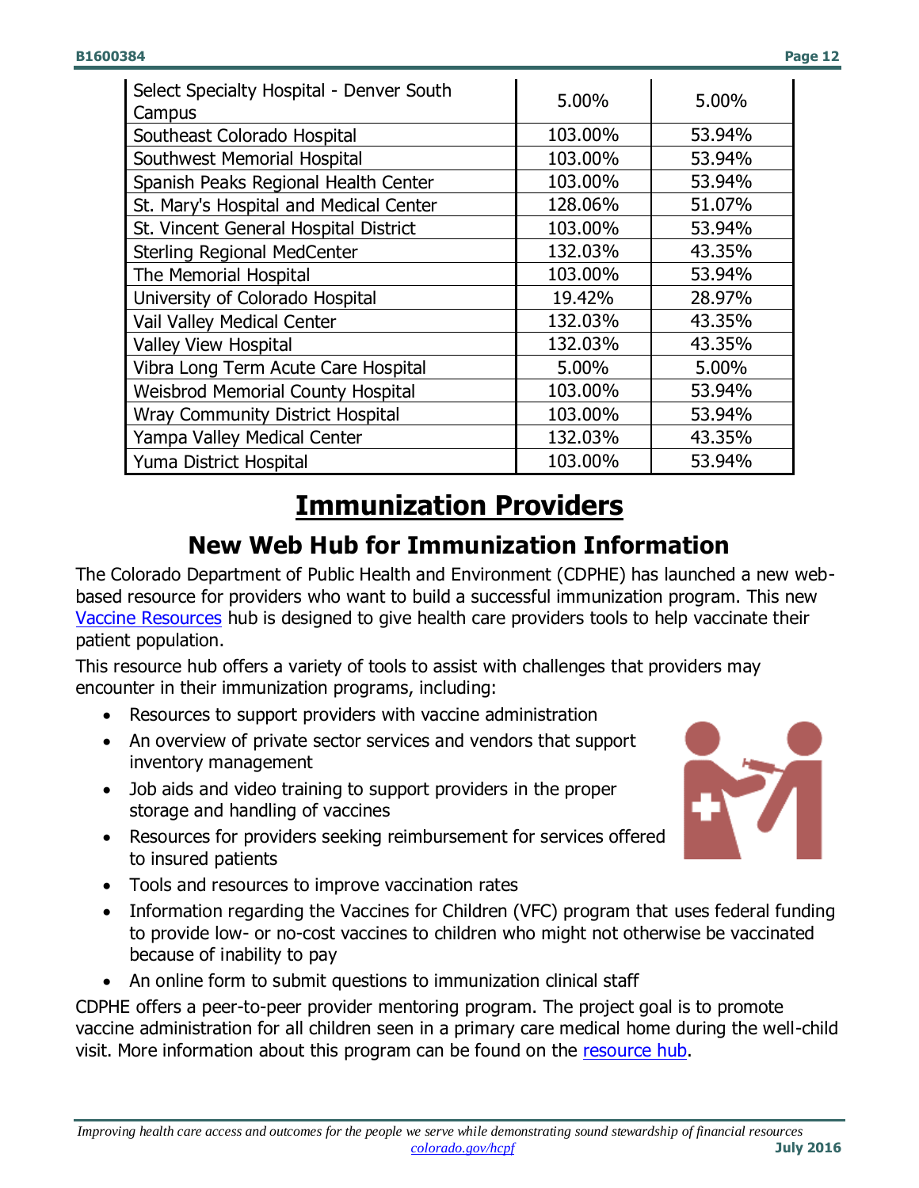| | | |
|---|---|---|
| Select Specialty Hospital - Denver South Campus | 5.00% | 5.00% |
| Southeast Colorado Hospital | 103.00% | 53.94% |
| Southwest Memorial Hospital | 103.00% | 53.94% |
| Spanish Peaks Regional Health Center | 103.00% | 53.94% |
| St. Mary's Hospital and Medical Center | 128.06% | 51.07% |
| St. Vincent General Hospital District | 103.00% | 53.94% |
| Sterling Regional MedCenter | 132.03% | 43.35% |
| The Memorial Hospital | 103.00% | 53.94% |
| University of Colorado Hospital | 19.42% | 28.97% |
| Vail Valley Medical Center | 132.03% | 43.35% |
| Valley View Hospital | 132.03% | 43.35% |
| Vibra Long Term Acute Care Hospital | 5.00% | 5.00% |
| Weisbrod Memorial County Hospital | 103.00% | 53.94% |
| Wray Community District Hospital | 103.00% | 53.94% |
| Yampa Valley Medical Center | 132.03% | 43.35% |
| Yuma District Hospital | 103.00% | 53.94% |

# Immunization Providers

## New Web Hub for Immunization Information

The Colorado Department of Public Health and Environment (CDPHE) has launched a new web-based resource for providers who want to build a successful immunization program. This new Vaccine Resources hub is designed to give health care providers tools to help vaccinate their patient population.

This resource hub offers a variety of tools to assist with challenges that providers may encounter in their immunization programs, including:

- Resources to support providers with vaccine administration
- An overview of private sector services and vendors that support inventory management
- Job aids and video training to support providers in the proper storage and handling of vaccines
- Resources for providers seeking reimbursement for services offered to insured patients
- Tools and resources to improve vaccination rates
- Information regarding the Vaccines for Children (VFC) program that uses federal funding to provide low- or no-cost vaccines to children who might not otherwise be vaccinated because of inability to pay
- An online form to submit questions to immunization clinical staff

CDPHE offers a peer-to-peer provider mentoring program. The project goal is to promote vaccine administration for all children seen in a primary care medical home during the well-child visit. More information about this program can be found on the resource hub.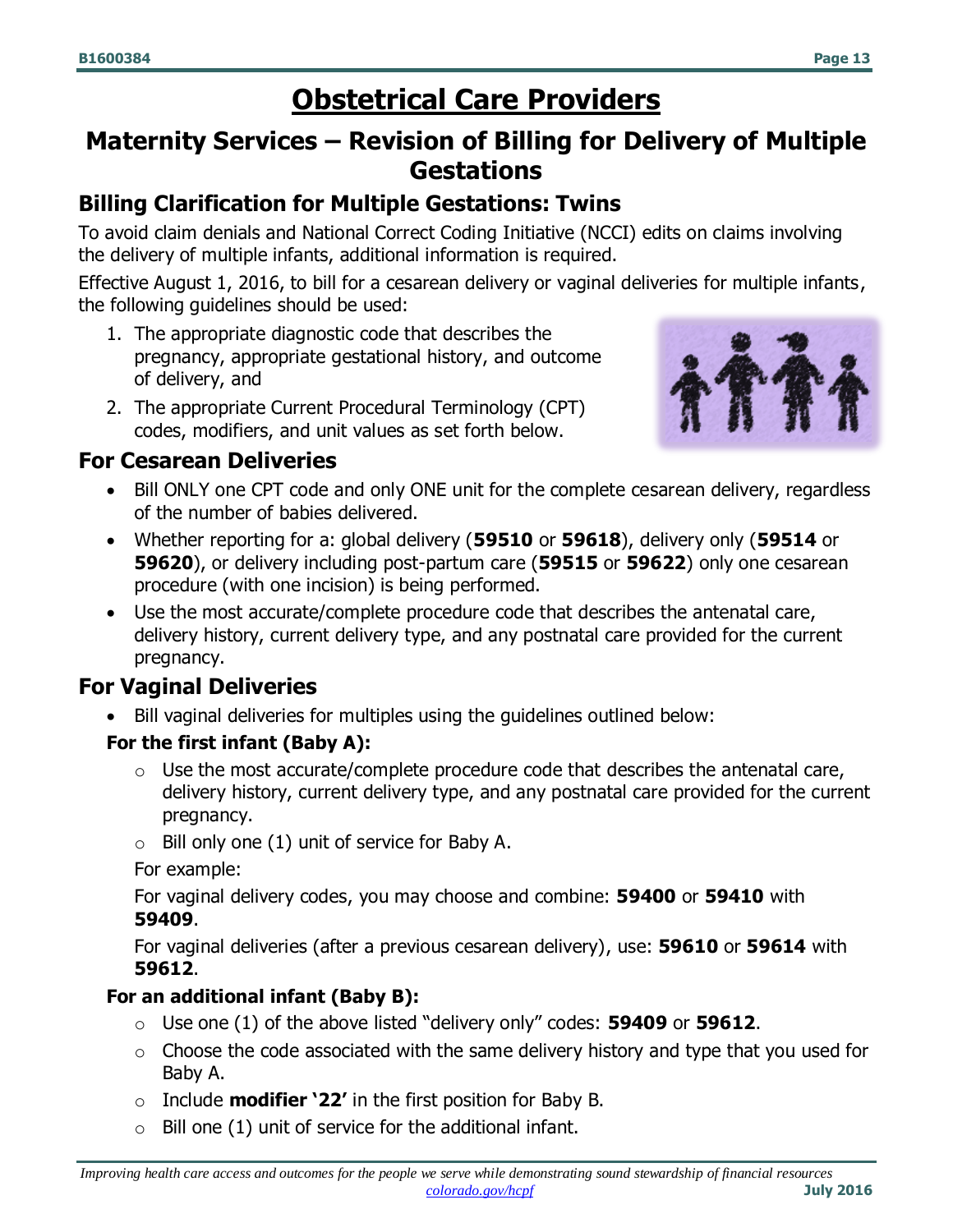# Obstetrical Care Providers

## Maternity Services – Revision of Billing for Delivery of Multiple Gestations

### Billing Clarification for Multiple Gestations: Twins

To avoid claim denials and National Correct Coding Initiative (NCCI) edits on claims involving the delivery of multiple infants, additional information is required.

Effective August 1, 2016, to bill for a cesarean delivery or vaginal deliveries for multiple infants, the following guidelines should be used:

1. The appropriate diagnostic code that describes the pregnancy, appropriate gestational history, and outcome of delivery, and
2. The appropriate Current Procedural Terminology (CPT) codes, modifiers, and unit values as set forth below.

### For Cesarean Deliveries

- Bill ONLY one CPT code and only ONE unit for the complete cesarean delivery, regardless of the number of babies delivered.
- Whether reporting for a: global delivery (**59510** or **59618**), delivery only (**59514** or **59620**), or delivery including post-partum care (**59515** or **59622**) only one cesarean procedure (with one incision) is being performed.
- Use the most accurate/complete procedure code that describes the antenatal care, delivery history, current delivery type, and any postnatal care provided for the current pregnancy.

### For Vaginal Deliveries

- Bill vaginal deliveries for multiples using the guidelines outlined below:

**For the first infant (Baby A):**

- Use the most accurate/complete procedure code that describes the antenatal care, delivery history, current delivery type, and any postnatal care provided for the current pregnancy.
- Bill only one (1) unit of service for Baby A.

For example:

For vaginal delivery codes, you may choose and combine: **59400** or **59410** with **59409**.

For vaginal deliveries (after a previous cesarean delivery), use: **59610** or **59614** with **59612**.

**For an additional infant (Baby B):**

- Use one (1) of the above listed "delivery only" codes: **59409** or **59612**.
- Choose the code associated with the same delivery history and type that you used for Baby A.
- Include **modifier '22'** in the first position for Baby B.
- Bill one (1) unit of service for the additional infant.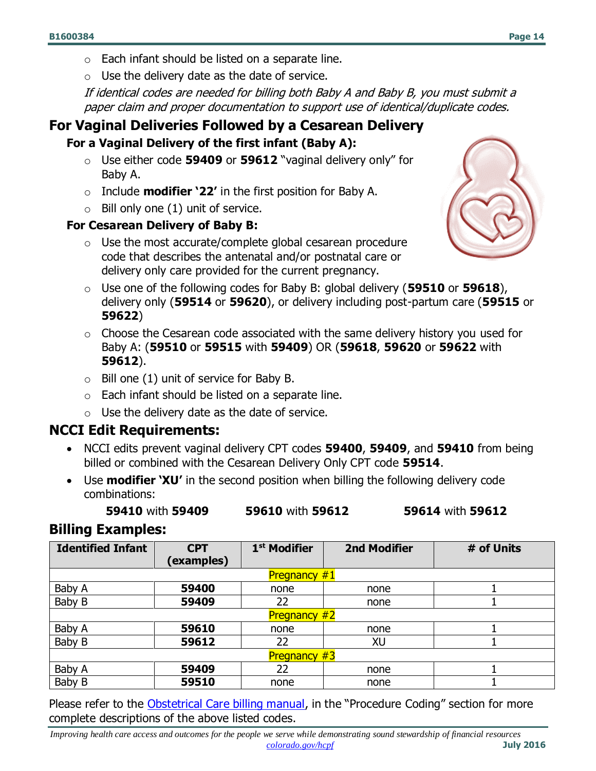- Each infant should be listed on a separate line.
- Use the delivery date as the date of service.

*If identical codes are needed for billing both Baby A and Baby B, you must submit a paper claim and proper documentation to support use of identical/duplicate codes.*

## For Vaginal Deliveries Followed by a Cesarean Delivery

### For a Vaginal Delivery of the first infant (Baby A):

- Use either code **59409** or **59612** "vaginal delivery only" for Baby A.
- Include **modifier '22'** in the first position for Baby A.
- Bill only one (1) unit of service.

### For Cesarean Delivery of Baby B:

- Use the most accurate/complete global cesarean procedure code that describes the antenatal and/or postnatal care or delivery only care provided for the current pregnancy.
- Use one of the following codes for Baby B: global delivery (**59510** or **59618**), delivery only (**59514** or **59620**), or delivery including post-partum care (**59515** or **59622**)
- Choose the Cesarean code associated with the same delivery history you used for Baby A: (**59510** or **59515** with **59409**) OR (**59618**, **59620** or **59622** with **59612**).
- Bill one (1) unit of service for Baby B.
- Each infant should be listed on a separate line.
- Use the delivery date as the date of service.

## NCCI Edit Requirements:

- NCCI edits prevent vaginal delivery CPT codes **59400**, **59409**, and **59410** from being billed or combined with the Cesarean Delivery Only CPT code **59514**.
- Use **modifier 'XU'** in the second position when billing the following delivery code combinations:

**59410** with **59409** &nbsp;&nbsp;&nbsp;&nbsp; **59610** with **59612** &nbsp;&nbsp;&nbsp;&nbsp; **59614** with **59612**

## Billing Examples:

| Identified Infant | CPT (examples) | 1st Modifier | 2nd Modifier | # of Units |
|---|---|---|---|---|
| | | Pregnancy #1 | | |
| Baby A | **59400** | none | none | 1 |
| Baby B | **59409** | 22 | none | 1 |
| | | Pregnancy #2 | | |
| Baby A | **59610** | none | none | 1 |
| Baby B | **59612** | 22 | XU | 1 |
| | | Pregnancy #3 | | |
| Baby A | **59409** | 22 | none | 1 |
| Baby B | **59510** | none | none | 1 |

Please refer to the Obstetrical Care billing manual, in the "Procedure Coding" section for more complete descriptions of the above listed codes.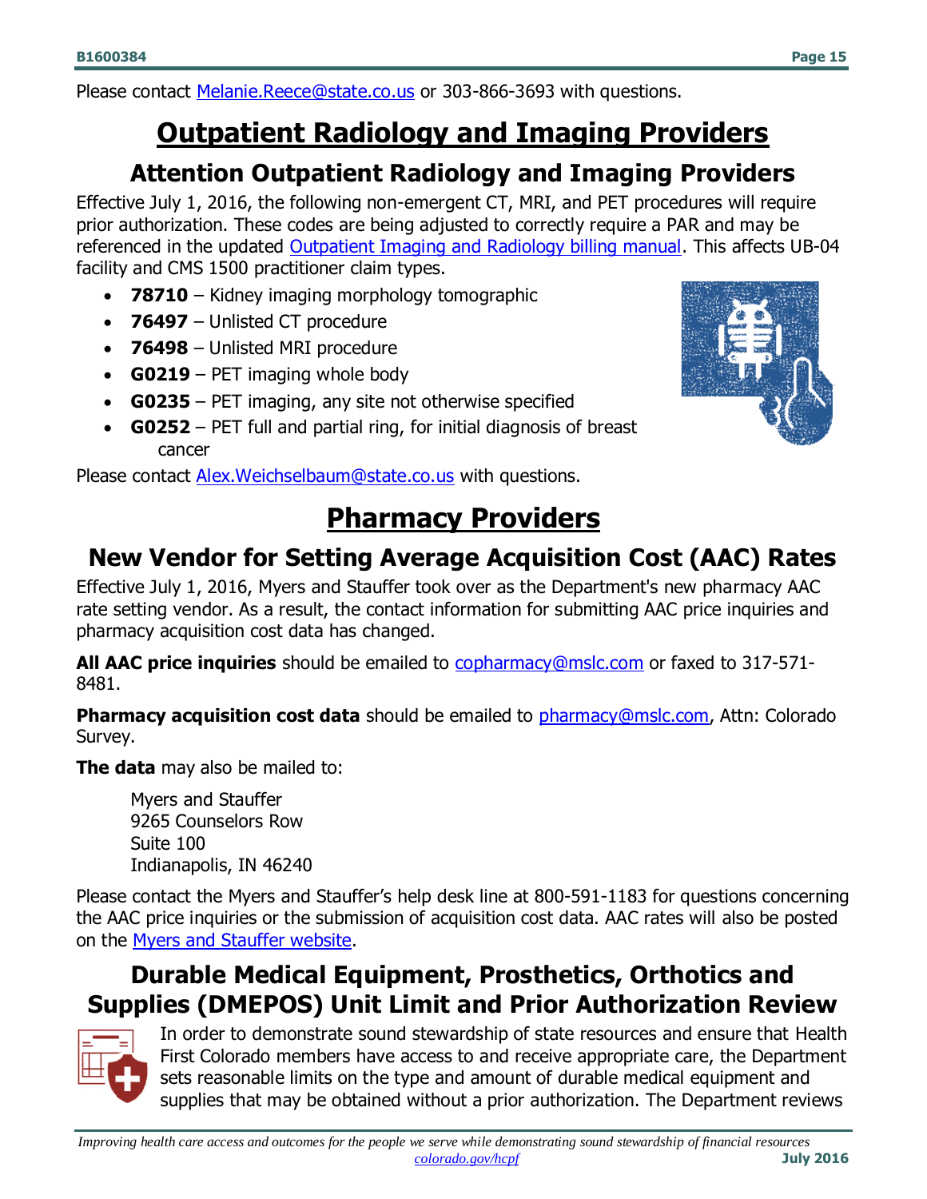Please contact Melanie.Reece@state.co.us or 303-866-3693 with questions.

# Outpatient Radiology and Imaging Providers

## Attention Outpatient Radiology and Imaging Providers

Effective July 1, 2016, the following non-emergent CT, MRI, and PET procedures will require prior authorization. These codes are being adjusted to correctly require a PAR and may be referenced in the updated Outpatient Imaging and Radiology billing manual. This affects UB-04 facility and CMS 1500 practitioner claim types.

- **78710** – Kidney imaging morphology tomographic
- **76497** – Unlisted CT procedure
- **76498** – Unlisted MRI procedure
- **G0219** – PET imaging whole body
- **G0235** – PET imaging, any site not otherwise specified
- **G0252** – PET full and partial ring, for initial diagnosis of breast cancer

Please contact Alex.Weichselbaum@state.co.us with questions.

# Pharmacy Providers

## New Vendor for Setting Average Acquisition Cost (AAC) Rates

Effective July 1, 2016, Myers and Stauffer took over as the Department's new pharmacy AAC rate setting vendor. As a result, the contact information for submitting AAC price inquiries and pharmacy acquisition cost data has changed.

**All AAC price inquiries** should be emailed to copharmacy@mslc.com or faxed to 317-571-8481.

**Pharmacy acquisition cost data** should be emailed to pharmacy@mslc.com, Attn: Colorado Survey.

**The data** may also be mailed to:

Myers and Stauffer
9265 Counselors Row
Suite 100
Indianapolis, IN 46240

Please contact the Myers and Stauffer's help desk line at 800-591-1183 for questions concerning the AAC price inquiries or the submission of acquisition cost data. AAC rates will also be posted on the Myers and Stauffer website.

## Durable Medical Equipment, Prosthetics, Orthotics and Supplies (DMEPOS) Unit Limit and Prior Authorization Review

In order to demonstrate sound stewardship of state resources and ensure that Health First Colorado members have access to and receive appropriate care, the Department sets reasonable limits on the type and amount of durable medical equipment and supplies that may be obtained without a prior authorization. The Department reviews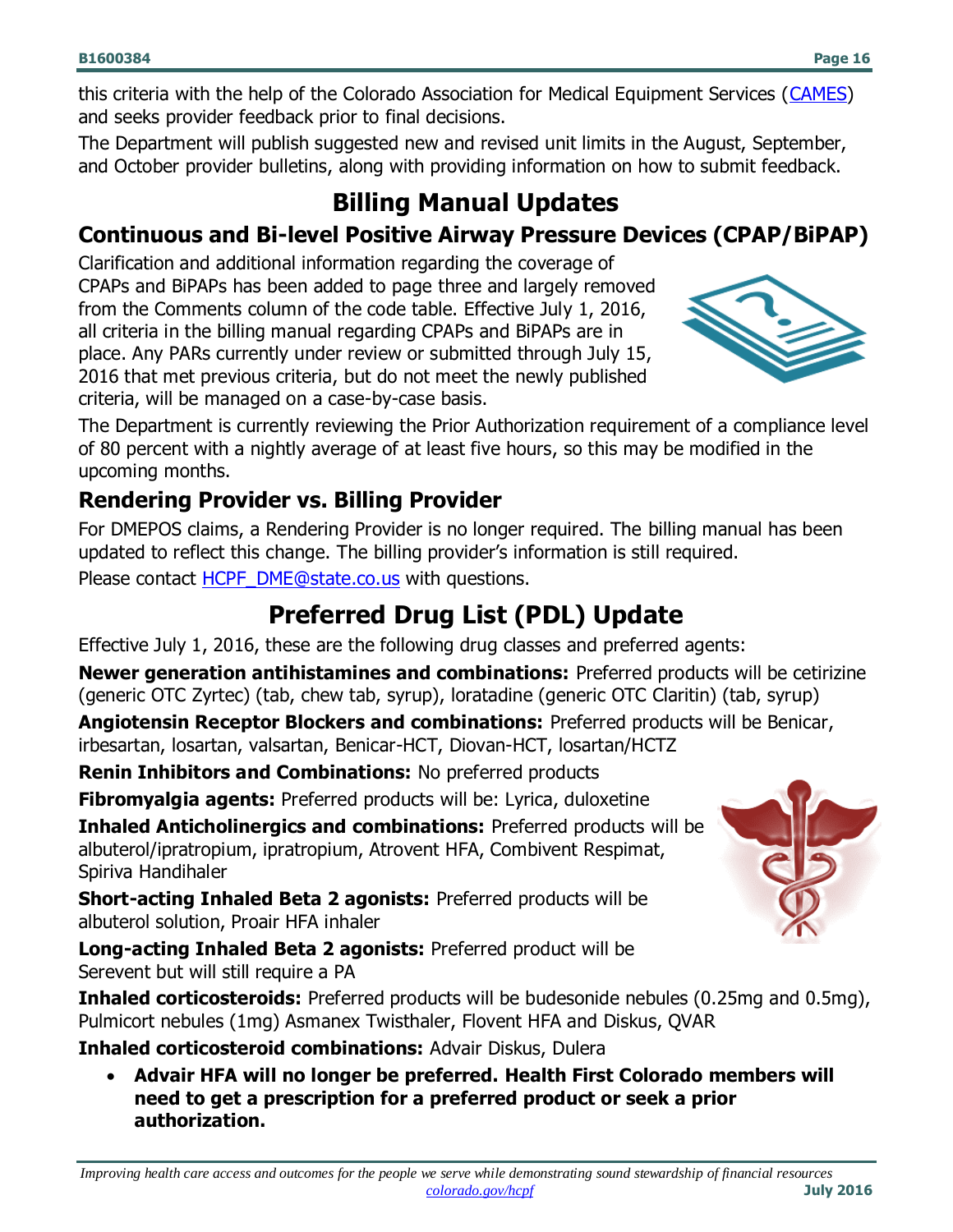this criteria with the help of the Colorado Association for Medical Equipment Services (CAMES) and seeks provider feedback prior to final decisions.

The Department will publish suggested new and revised unit limits in the August, September, and October provider bulletins, along with providing information on how to submit feedback.

# Billing Manual Updates

## Continuous and Bi-level Positive Airway Pressure Devices (CPAP/BiPAP)

Clarification and additional information regarding the coverage of CPAPs and BiPAPs has been added to page three and largely removed from the Comments column of the code table. Effective July 1, 2016, all criteria in the billing manual regarding CPAPs and BiPAPs are in place. Any PARs currently under review or submitted through July 15, 2016 that met previous criteria, but do not meet the newly published criteria, will be managed on a case-by-case basis.

The Department is currently reviewing the Prior Authorization requirement of a compliance level of 80 percent with a nightly average of at least five hours, so this may be modified in the upcoming months.

## Rendering Provider vs. Billing Provider

For DMEPOS claims, a Rendering Provider is no longer required. The billing manual has been updated to reflect this change. The billing provider's information is still required.

Please contact HCPF_DME@state.co.us with questions.

# Preferred Drug List (PDL) Update

Effective July 1, 2016, these are the following drug classes and preferred agents:

**Newer generation antihistamines and combinations:** Preferred products will be cetirizine (generic OTC Zyrtec) (tab, chew tab, syrup), loratadine (generic OTC Claritin) (tab, syrup)

**Angiotensin Receptor Blockers and combinations:** Preferred products will be Benicar, irbesartan, losartan, valsartan, Benicar-HCT, Diovan-HCT, losartan/HCTZ

**Renin Inhibitors and Combinations:** No preferred products

**Fibromyalgia agents:** Preferred products will be: Lyrica, duloxetine

**Inhaled Anticholinergics and combinations:** Preferred products will be albuterol/ipratropium, ipratropium, Atrovent HFA, Combivent Respimat, Spiriva Handihaler

**Short-acting Inhaled Beta 2 agonists:** Preferred products will be albuterol solution, Proair HFA inhaler

**Long-acting Inhaled Beta 2 agonists:** Preferred product will be Serevent but will still require a PA

**Inhaled corticosteroids:** Preferred products will be budesonide nebules (0.25mg and 0.5mg), Pulmicort nebules (1mg) Asmanex Twisthaler, Flovent HFA and Diskus, QVAR

**Inhaled corticosteroid combinations:** Advair Diskus, Dulera

- **Advair HFA will no longer be preferred. Health First Colorado members will need to get a prescription for a preferred product or seek a prior authorization.**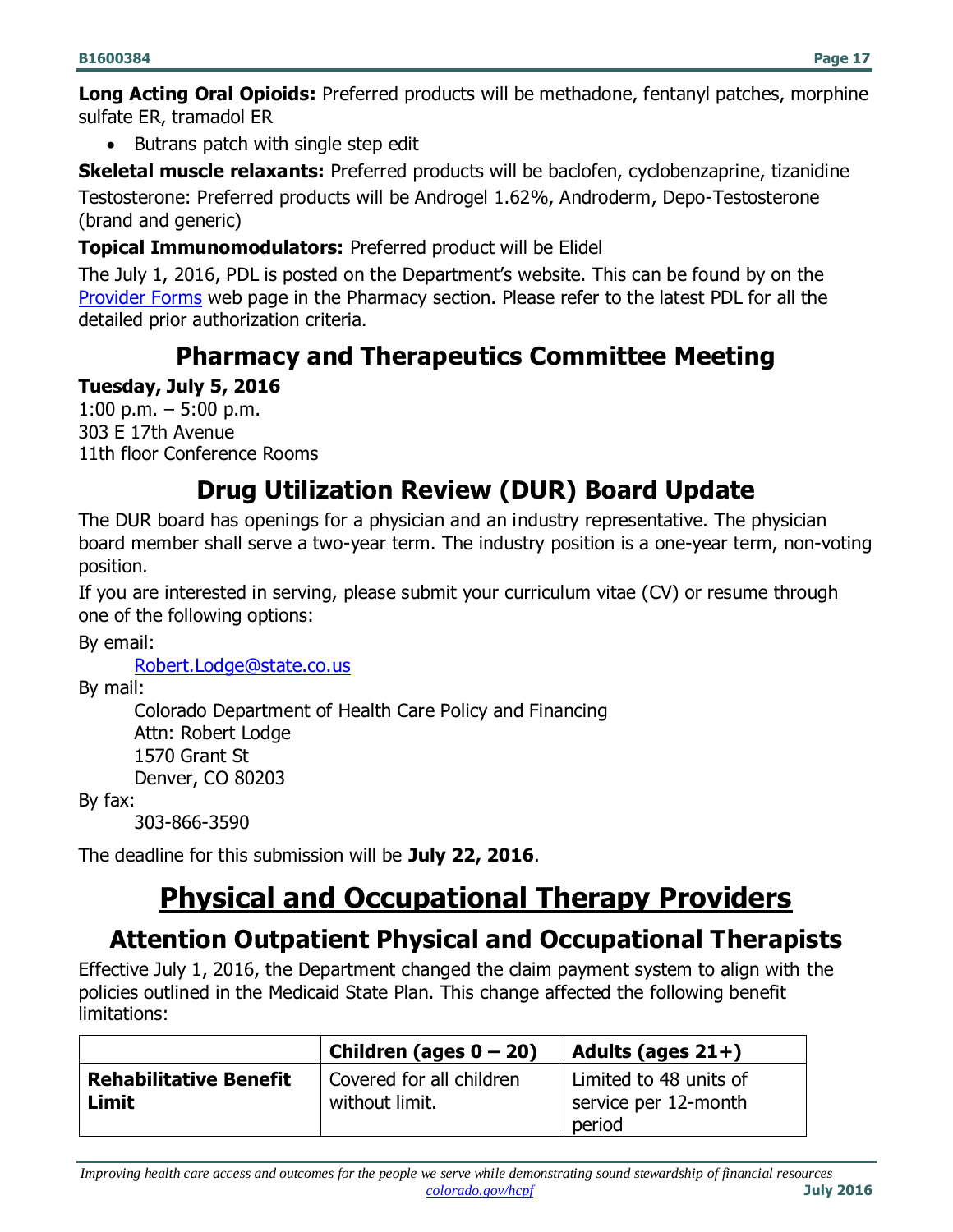**Long Acting Oral Opioids:** Preferred products will be methadone, fentanyl patches, morphine sulfate ER, tramadol ER

- Butrans patch with single step edit

**Skeletal muscle relaxants:** Preferred products will be baclofen, cyclobenzaprine, tizanidine

Testosterone: Preferred products will be Androgel 1.62%, Androderm, Depo-Testosterone (brand and generic)

**Topical Immunomodulators:** Preferred product will be Elidel

The July 1, 2016, PDL is posted on the Department's website. This can be found by on the [Provider Forms](Provider Forms) web page in the Pharmacy section. Please refer to the latest PDL for all the detailed prior authorization criteria.

## Pharmacy and Therapeutics Committee Meeting

**Tuesday, July 5, 2016**
1:00 p.m. – 5:00 p.m.
303 E 17th Avenue
11th floor Conference Rooms

## Drug Utilization Review (DUR) Board Update

The DUR board has openings for a physician and an industry representative. The physician board member shall serve a two-year term. The industry position is a one-year term, non-voting position.

If you are interested in serving, please submit your curriculum vitae (CV) or resume through one of the following options:

By email:

Robert.Lodge@state.co.us

By mail:

Colorado Department of Health Care Policy and Financing
Attn: Robert Lodge
1570 Grant St
Denver, CO 80203

By fax:

303-866-3590

The deadline for this submission will be **July 22, 2016**.

# Physical and Occupational Therapy Providers

## Attention Outpatient Physical and Occupational Therapists

Effective July 1, 2016, the Department changed the claim payment system to align with the policies outlined in the Medicaid State Plan. This change affected the following benefit limitations:

| | **Children (ages 0 – 20)** | **Adults (ages 21+)** |
|---|---|---|
| **Rehabilitative Benefit Limit** | Covered for all children without limit. | Limited to 48 units of service per 12-month period |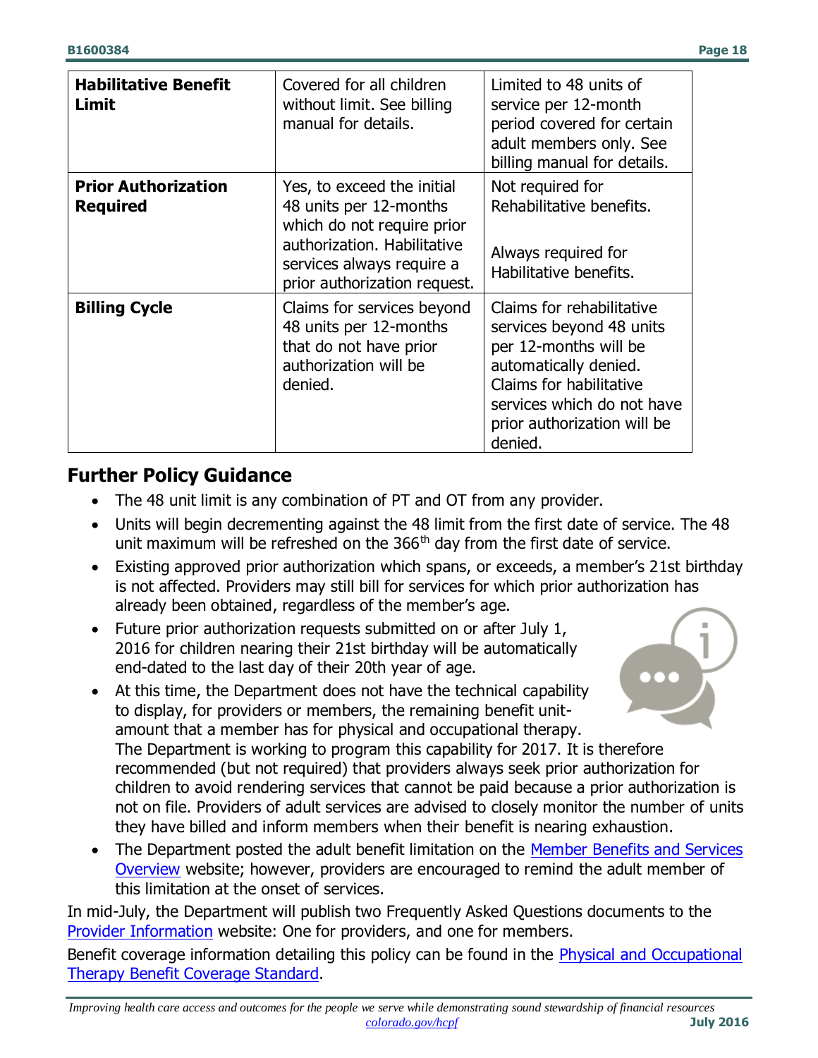| **Habilitative Benefit Limit** | Covered for all children without limit. See billing manual for details. | Limited to 48 units of service per 12-month period covered for certain adult members only. See billing manual for details. |
|---|---|---|
| **Prior Authorization Required** | Yes, to exceed the initial 48 units per 12-months which do not require prior authorization. Habilitative services always require a prior authorization request. | Not required for Rehabilitative benefits.<br><br>Always required for Habilitative benefits. |
| **Billing Cycle** | Claims for services beyond 48 units per 12-months that do not have prior authorization will be denied. | Claims for rehabilitative services beyond 48 units per 12-months will be automatically denied. Claims for habilitative services which do not have prior authorization will be denied. |

## Further Policy Guidance

- The 48 unit limit is any combination of PT and OT from any provider.
- Units will begin decrementing against the 48 limit from the first date of service. The 48 unit maximum will be refreshed on the 366th day from the first date of service.
- Existing approved prior authorization which spans, or exceeds, a member's 21st birthday is not affected. Providers may still bill for services for which prior authorization has already been obtained, regardless of the member's age.
- Future prior authorization requests submitted on or after July 1, 2016 for children nearing their 21st birthday will be automatically end-dated to the last day of their 20th year of age.
- At this time, the Department does not have the technical capability to display, for providers or members, the remaining benefit unit-amount that a member has for physical and occupational therapy. The Department is working to program this capability for 2017. It is therefore recommended (but not required) that providers always seek prior authorization for children to avoid rendering services that cannot be paid because a prior authorization is not on file. Providers of adult services are advised to closely monitor the number of units they have billed and inform members when their benefit is nearing exhaustion.
- The Department posted the adult benefit limitation on the Member Benefits and Services Overview website; however, providers are encouraged to remind the adult member of this limitation at the onset of services.

In mid-July, the Department will publish two Frequently Asked Questions documents to the Provider Information website: One for providers, and one for members.

Benefit coverage information detailing this policy can be found in the Physical and Occupational Therapy Benefit Coverage Standard.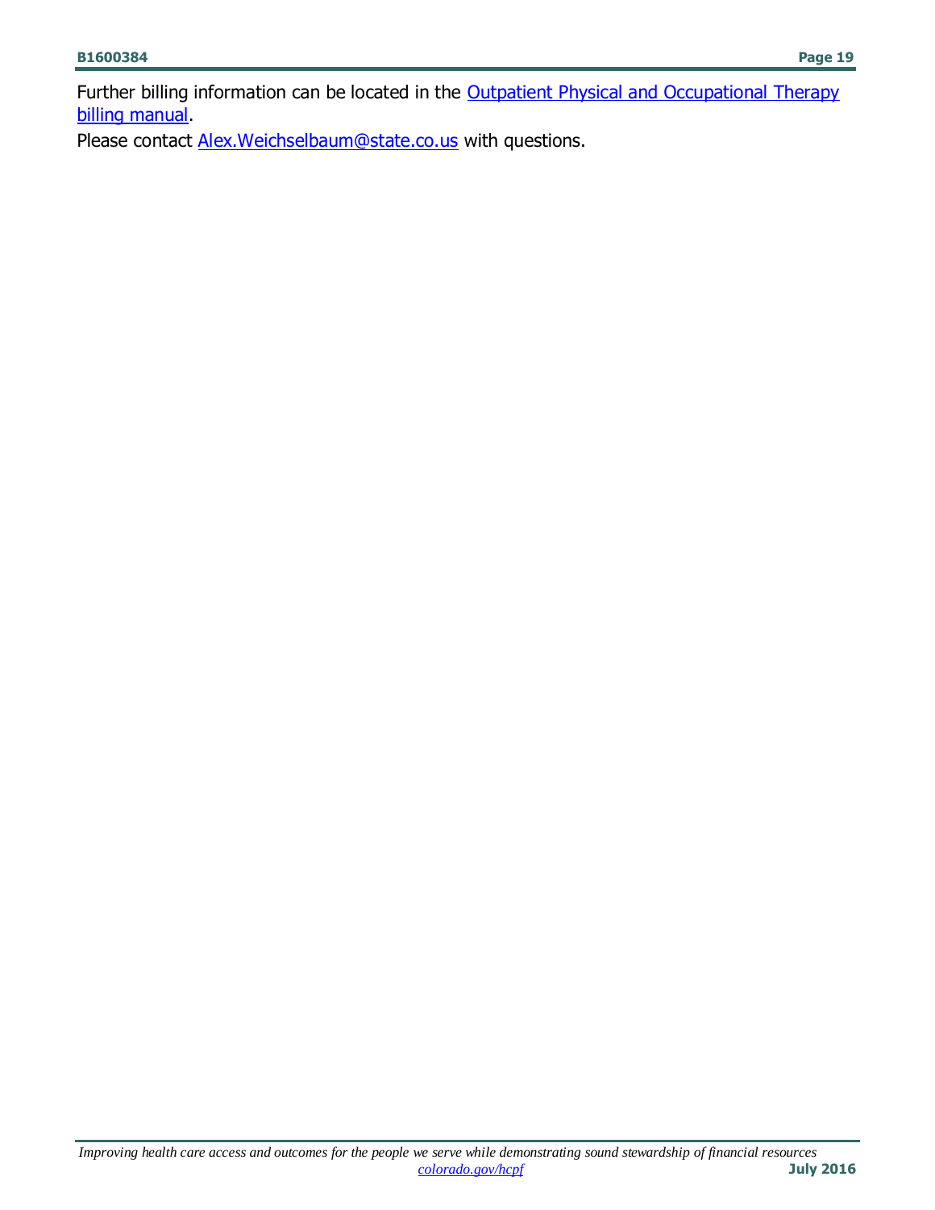Further billing information can be located in the Outpatient Physical and Occupational Therapy billing manual.

Please contact Alex.Weichselbaum@state.co.us with questions.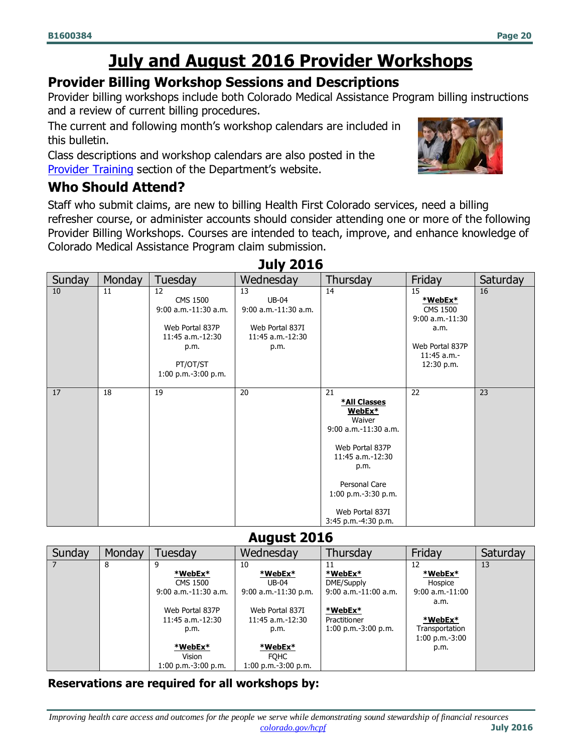# July and August 2016 Provider Workshops

## Provider Billing Workshop Sessions and Descriptions

Provider billing workshops include both Colorado Medical Assistance Program billing instructions and a review of current billing procedures.

The current and following month's workshop calendars are included in this bulletin.

Class descriptions and workshop calendars are also posted in the Provider Training section of the Department's website.

## Who Should Attend?

Staff who submit claims, are new to billing Health First Colorado services, need a billing refresher course, or administer accounts should consider attending one or more of the following Provider Billing Workshops. Courses are intended to teach, improve, and enhance knowledge of Colorado Medical Assistance Program claim submission.

### July 2016

| Sunday | Monday | Tuesday | Wednesday | Thursday | Friday | Saturday |
|---|---|---|---|---|---|---|
| 10 | 11 | 12<br>CMS 1500<br>9:00 a.m.-11:30 a.m.<br><br>Web Portal 837P<br>11:45 a.m.-12:30 p.m.<br><br>PT/OT/ST<br>1:00 p.m.-3:00 p.m. | 13<br>UB-04<br>9:00 a.m.-11:30 a.m.<br><br>Web Portal 837I<br>11:45 a.m.-12:30 p.m. | 14 | 15<br>**\*WebEx\***<br>CMS 1500<br>9:00 a.m.-11:30 a.m.<br><br>Web Portal 837P<br>11:45 a.m.-12:30 p.m. | 16 |
| 17 | 18 | 19 | 20 | 21<br>**\*All Classes WebEx\***<br>Waiver<br>9:00 a.m.-11:30 a.m.<br><br>Web Portal 837P<br>11:45 a.m.-12:30 p.m.<br><br>Personal Care<br>1:00 p.m.-3:30 p.m.<br><br>Web Portal 837I<br>3:45 p.m.-4:30 p.m. | 22 | 23 |

### August 2016

| Sunday | Monday | Tuesday | Wednesday | Thursday | Friday | Saturday |
|---|---|---|---|---|---|---|
| 7 | 8 | 9<br>**\*WebEx\***<br>CMS 1500<br>9:00 a.m.-11:30 a.m.<br><br>Web Portal 837P<br>11:45 a.m.-12:30 p.m.<br><br>**\*WebEx\***<br>Vision<br>1:00 p.m.-3:00 p.m. | 10<br>**\*WebEx\***<br>UB-04<br>9:00 a.m.-11:30 p.m.<br><br>Web Portal 837I<br>11:45 a.m.-12:30 p.m.<br><br>**\*WebEx\***<br>FQHC<br>1:00 p.m.-3:00 p.m. | 11<br>**\*WebEx\***<br>DME/Supply<br>9:00 a.m.-11:00 a.m.<br><br>**\*WebEx\***<br>Practitioner<br>1:00 p.m.-3:00 p.m. | 12<br>**\*WebEx\***<br>Hospice<br>9:00 a.m.-11:00 a.m.<br><br>**\*WebEx\***<br>Transportation<br>1:00 p.m.-3:00 p.m. | 13 |

**Reservations are required for all workshops by:**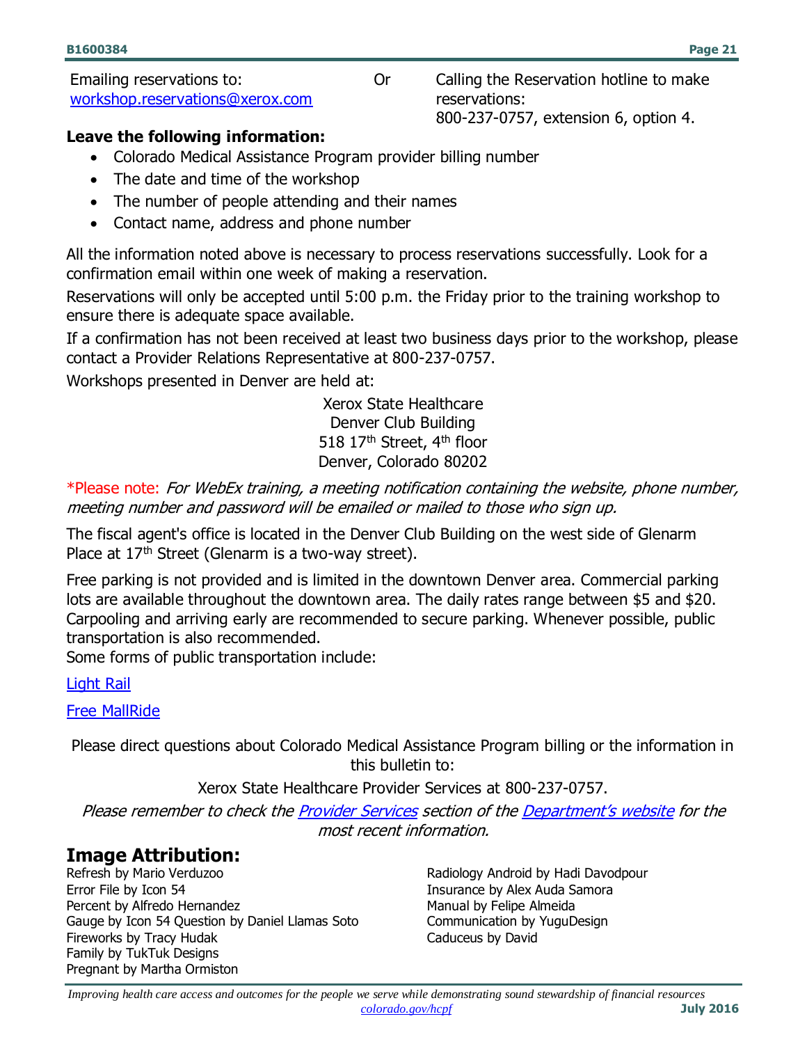Emailing reservations to: [workshop.reservations@xerox.com](mailto:workshop.reservations@xerox.com)

Or

Calling the Reservation hotline to make reservations:
800-237-0757, extension 6, option 4.

**Leave the following information:**

- Colorado Medical Assistance Program provider billing number
- The date and time of the workshop
- The number of people attending and their names
- Contact name, address and phone number

All the information noted above is necessary to process reservations successfully. Look for a confirmation email within one week of making a reservation.

Reservations will only be accepted until 5:00 p.m. the Friday prior to the training workshop to ensure there is adequate space available.

If a confirmation has not been received at least two business days prior to the workshop, please contact a Provider Relations Representative at 800-237-0757.

Workshops presented in Denver are held at:

Xerox State Healthcare
Denver Club Building
518 17th Street, 4th floor
Denver, Colorado 80202

*Please note: *For WebEx training, a meeting notification containing the website, phone number, meeting number and password will be emailed or mailed to those who sign up.*

The fiscal agent's office is located in the Denver Club Building on the west side of Glenarm Place at 17th Street (Glenarm is a two-way street).

Free parking is not provided and is limited in the downtown Denver area. Commercial parking lots are available throughout the downtown area. The daily rates range between $5 and $20. Carpooling and arriving early are recommended to secure parking. Whenever possible, public transportation is also recommended.

Some forms of public transportation include:

Light Rail

Free MallRide

Please direct questions about Colorado Medical Assistance Program billing or the information in this bulletin to:

Xerox State Healthcare Provider Services at 800-237-0757.

*Please remember to check the Provider Services section of the Department's website for the most recent information.*

## Image Attribution:

Refresh by Mario Verduzoo
Error File by Icon 54
Percent by Alfredo Hernandez
Gauge by Icon 54 Question by Daniel Llamas Soto
Fireworks by Tracy Hudak
Family by TukTuk Designs
Pregnant by Martha Ormiston
Radiology Android by Hadi Davodpour
Insurance by Alex Auda Samora
Manual by Felipe Almeida
Communication by YuguDesign
Caduceus by David